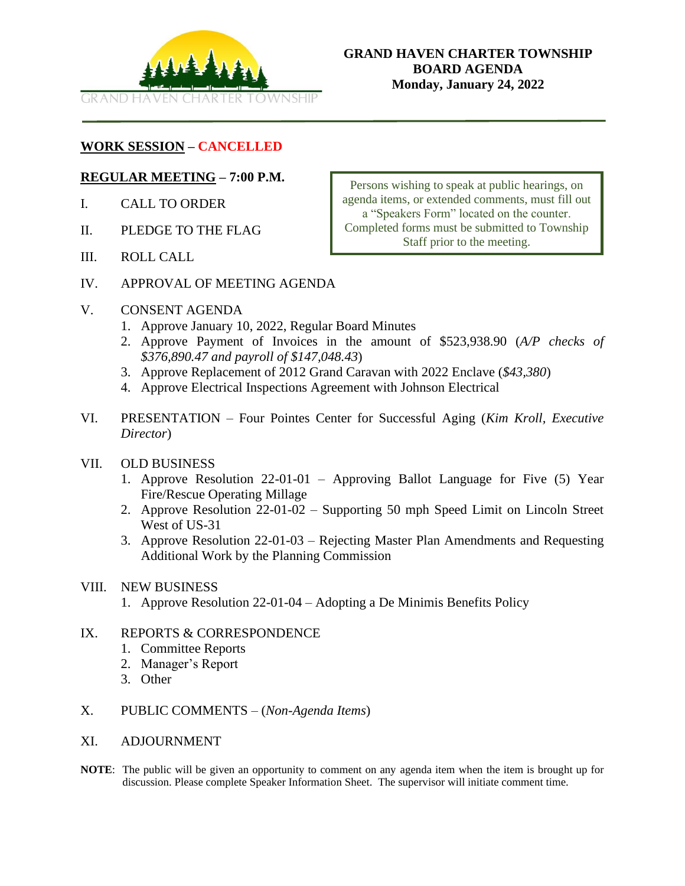GRAND HAVEN CHARTER TOWNSHIP

# GRAND HAVEN CHARTER TOWNSHIP
# BOARD AGENDA
## Monday, January 24, 2022

**WORK SESSION – CANCELLED**

**REGULAR MEETING – 7:00 P.M.**

> Persons wishing to speak at public hearings, on agenda items, or extended comments, must fill out a "Speakers Form" located on the counter. Completed forms must be submitted to Township Staff prior to the meeting.

I. CALL TO ORDER

II. PLEDGE TO THE FLAG

III. ROLL CALL

IV. APPROVAL OF MEETING AGENDA

V. CONSENT AGENDA
1. Approve January 10, 2022, Regular Board Minutes
2. Approve Payment of Invoices in the amount of $523,938.90 (*A/P checks of $376,890.47 and payroll of $147,048.43*)
3. Approve Replacement of 2012 Grand Caravan with 2022 Enclave (*$43,380*)
4. Approve Electrical Inspections Agreement with Johnson Electrical

VI. PRESENTATION – Four Pointes Center for Successful Aging (*Kim Kroll, Executive Director*)

VII. OLD BUSINESS
1. Approve Resolution 22-01-01 – Approving Ballot Language for Five (5) Year Fire/Rescue Operating Millage
2. Approve Resolution 22-01-02 – Supporting 50 mph Speed Limit on Lincoln Street West of US-31
3. Approve Resolution 22-01-03 – Rejecting Master Plan Amendments and Requesting Additional Work by the Planning Commission

VIII. NEW BUSINESS
1. Approve Resolution 22-01-04 – Adopting a De Minimis Benefits Policy

IX. REPORTS & CORRESPONDENCE
1. Committee Reports
2. Manager's Report
3. Other

X. PUBLIC COMMENTS – (*Non-Agenda Items*)

XI. ADJOURNMENT

**NOTE**: The public will be given an opportunity to comment on any agenda item when the item is brought up for discussion. Please complete Speaker Information Sheet. The supervisor will initiate comment time.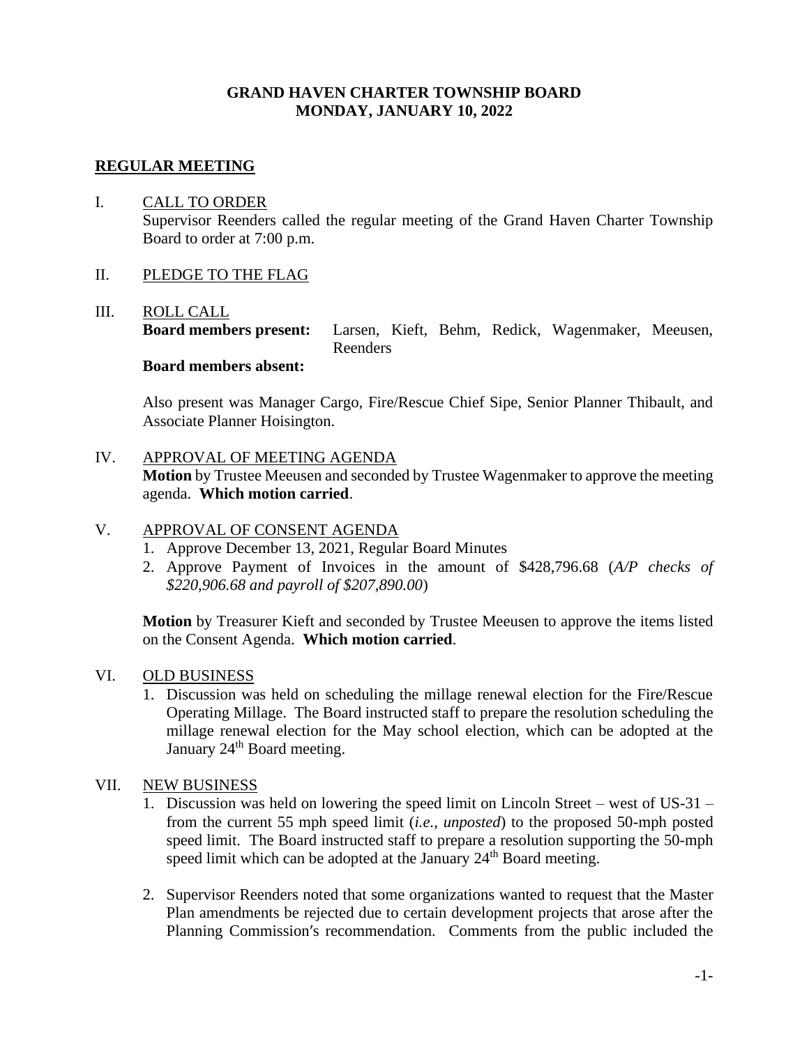**GRAND HAVEN CHARTER TOWNSHIP BOARD**
**MONDAY, JANUARY 10, 2022**

## REGULAR MEETING

I. CALL TO ORDER

Supervisor Reenders called the regular meeting of the Grand Haven Charter Township Board to order at 7:00 p.m.

II. PLEDGE TO THE FLAG

III. ROLL CALL

**Board members present:** Larsen, Kieft, Behm, Redick, Wagenmaker, Meeusen, Reenders

**Board members absent:**

Also present was Manager Cargo, Fire/Rescue Chief Sipe, Senior Planner Thibault, and Associate Planner Hoisington.

IV. APPROVAL OF MEETING AGENDA

**Motion** by Trustee Meeusen and seconded by Trustee Wagenmaker to approve the meeting agenda. **Which motion carried**.

V. APPROVAL OF CONSENT AGENDA

1. Approve December 13, 2021, Regular Board Minutes
2. Approve Payment of Invoices in the amount of $428,796.68 (*A/P checks of $220,906.68 and payroll of $207,890.00*)

**Motion** by Treasurer Kieft and seconded by Trustee Meeusen to approve the items listed on the Consent Agenda. **Which motion carried**.

VI. OLD BUSINESS

1. Discussion was held on scheduling the millage renewal election for the Fire/Rescue Operating Millage. The Board instructed staff to prepare the resolution scheduling the millage renewal election for the May school election, which can be adopted at the January 24th Board meeting.

VII. NEW BUSINESS

1. Discussion was held on lowering the speed limit on Lincoln Street – west of US-31 – from the current 55 mph speed limit (*i.e., unposted*) to the proposed 50-mph posted speed limit. The Board instructed staff to prepare a resolution supporting the 50-mph speed limit which can be adopted at the January 24th Board meeting.

2. Supervisor Reenders noted that some organizations wanted to request that the Master Plan amendments be rejected due to certain development projects that arose after the Planning Commission's recommendation. Comments from the public included the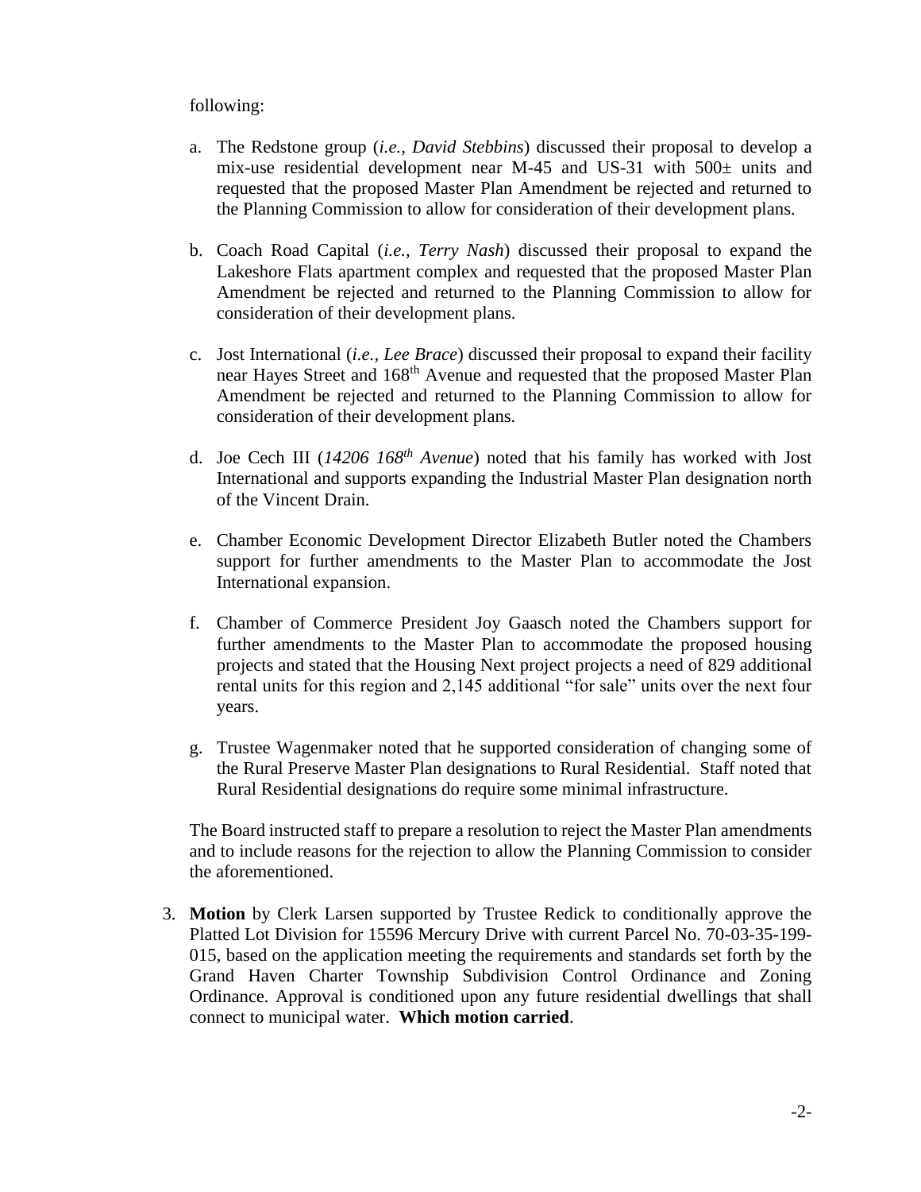following:

a. The Redstone group (*i.e., David Stebbins*) discussed their proposal to develop a mix-use residential development near M-45 and US-31 with 500± units and requested that the proposed Master Plan Amendment be rejected and returned to the Planning Commission to allow for consideration of their development plans.

b. Coach Road Capital (*i.e., Terry Nash*) discussed their proposal to expand the Lakeshore Flats apartment complex and requested that the proposed Master Plan Amendment be rejected and returned to the Planning Commission to allow for consideration of their development plans.

c. Jost International (*i.e., Lee Brace*) discussed their proposal to expand their facility near Hayes Street and 168th Avenue and requested that the proposed Master Plan Amendment be rejected and returned to the Planning Commission to allow for consideration of their development plans.

d. Joe Cech III (*14206 168th Avenue*) noted that his family has worked with Jost International and supports expanding the Industrial Master Plan designation north of the Vincent Drain.

e. Chamber Economic Development Director Elizabeth Butler noted the Chambers support for further amendments to the Master Plan to accommodate the Jost International expansion.

f. Chamber of Commerce President Joy Gaasch noted the Chambers support for further amendments to the Master Plan to accommodate the proposed housing projects and stated that the Housing Next project projects a need of 829 additional rental units for this region and 2,145 additional "for sale" units over the next four years.

g. Trustee Wagenmaker noted that he supported consideration of changing some of the Rural Preserve Master Plan designations to Rural Residential. Staff noted that Rural Residential designations do require some minimal infrastructure.

The Board instructed staff to prepare a resolution to reject the Master Plan amendments and to include reasons for the rejection to allow the Planning Commission to consider the aforementioned.

3. **Motion** by Clerk Larsen supported by Trustee Redick to conditionally approve the Platted Lot Division for 15596 Mercury Drive with current Parcel No. 70-03-35-199-015, based on the application meeting the requirements and standards set forth by the Grand Haven Charter Township Subdivision Control Ordinance and Zoning Ordinance. Approval is conditioned upon any future residential dwellings that shall connect to municipal water. **Which motion carried**.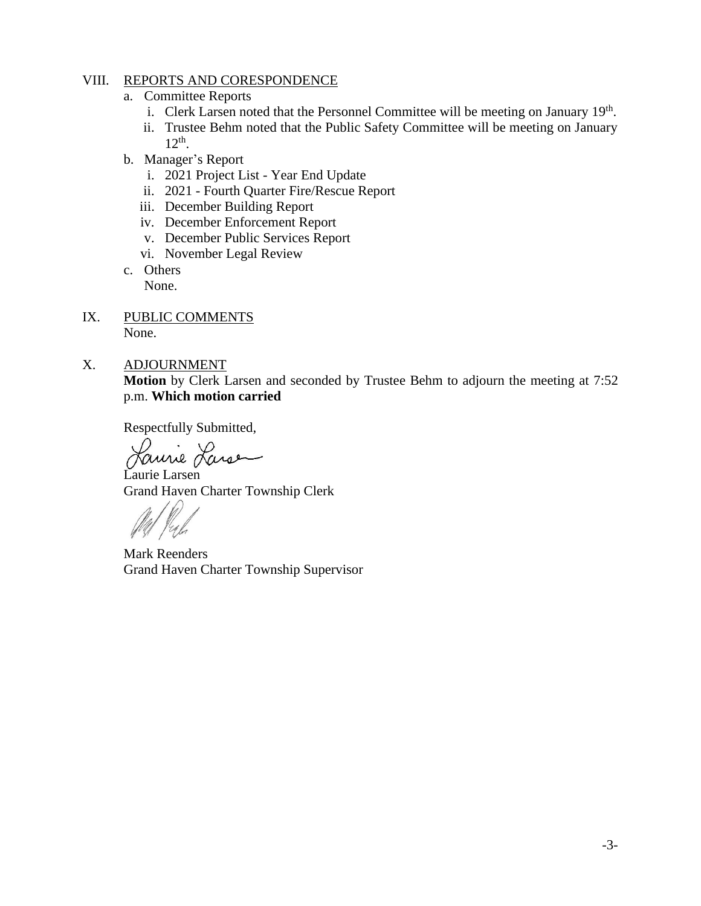VIII. REPORTS AND CORESPONDENCE

a. Committee Reports

  i. Clerk Larsen noted that the Personnel Committee will be meeting on January 19th.

  ii. Trustee Behm noted that the Public Safety Committee will be meeting on January 12th.

b. Manager's Report

  i. 2021 Project List - Year End Update

  ii. 2021 - Fourth Quarter Fire/Rescue Report

  iii. December Building Report

  iv. December Enforcement Report

  v. December Public Services Report

  vi. November Legal Review

c. Others

None.

IX. PUBLIC COMMENTS

None.

X. ADJOURNMENT

**Motion** by Clerk Larsen and seconded by Trustee Behm to adjourn the meeting at 7:52 p.m. **Which motion carried**

Respectfully Submitted,

Laurie Larsen
Grand Haven Charter Township Clerk

Mark Reenders
Grand Haven Charter Township Supervisor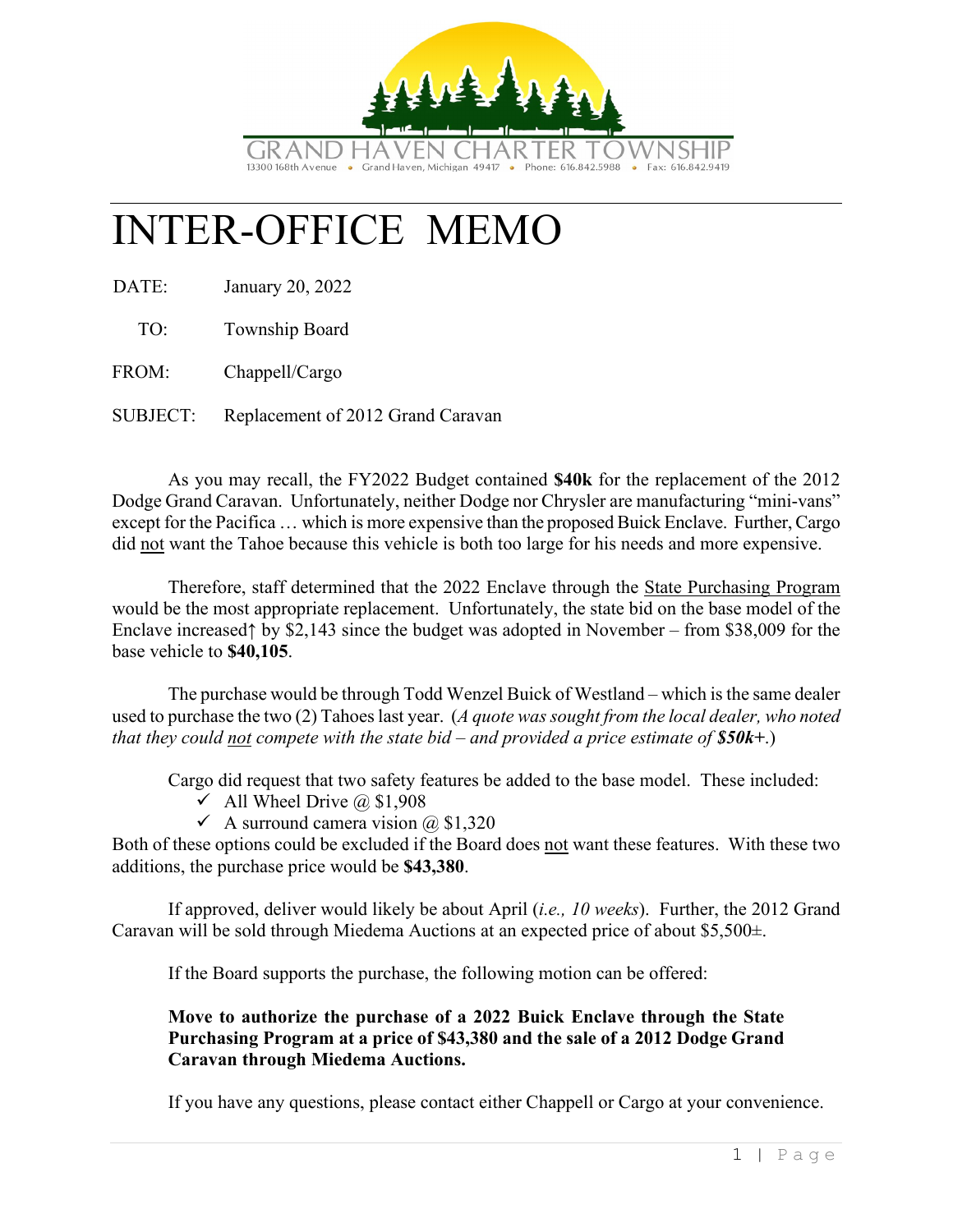GRAND HAVEN CHARTER TOWNSHIP
13300 168th Avenue • Grand Haven, Michigan 49417 • Phone: 616.842.5988 • Fax: 616.842.9419

# INTER-OFFICE MEMO

DATE: January 20, 2022

TO: Township Board

FROM: Chappell/Cargo

SUBJECT: Replacement of 2012 Grand Caravan

As you may recall, the FY2022 Budget contained **$40k** for the replacement of the 2012 Dodge Grand Caravan. Unfortunately, neither Dodge nor Chrysler are manufacturing "mini-vans" except for the Pacifica … which is more expensive than the proposed Buick Enclave. Further, Cargo did not want the Tahoe because this vehicle is both too large for his needs and more expensive.

Therefore, staff determined that the 2022 Enclave through the State Purchasing Program would be the most appropriate replacement. Unfortunately, the state bid on the base model of the Enclave increased↑ by $2,143 since the budget was adopted in November – from $38,009 for the base vehicle to **$40,105**.

The purchase would be through Todd Wenzel Buick of Westland – which is the same dealer used to purchase the two (2) Tahoes last year. (*A quote was sought from the local dealer, who noted that they could not compete with the state bid – and provided a price estimate of **$50k+***.)

Cargo did request that two safety features be added to the base model. These included:

- ✓ All Wheel Drive @ $1,908
- ✓ A surround camera vision @ $1,320

Both of these options could be excluded if the Board does not want these features. With these two additions, the purchase price would be **$43,380**.

If approved, deliver would likely be about April (*i.e., 10 weeks*). Further, the 2012 Grand Caravan will be sold through Miedema Auctions at an expected price of about $5,500±.

If the Board supports the purchase, the following motion can be offered:

**Move to authorize the purchase of a 2022 Buick Enclave through the State Purchasing Program at a price of $43,380 and the sale of a 2012 Dodge Grand Caravan through Miedema Auctions.**

If you have any questions, please contact either Chappell or Cargo at your convenience.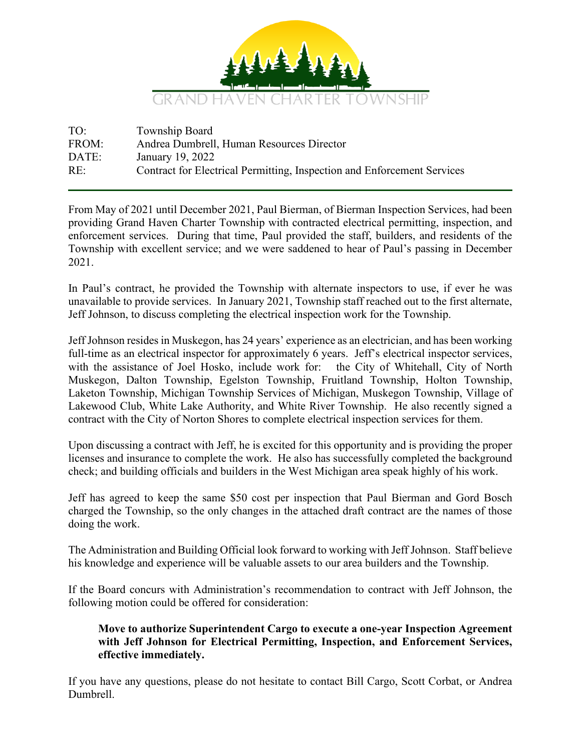GRAND HAVEN CHARTER TOWNSHIP

TO: Township Board
FROM: Andrea Dumbrell, Human Resources Director
DATE: January 19, 2022
RE: Contract for Electrical Permitting, Inspection and Enforcement Services

---

From May of 2021 until December 2021, Paul Bierman, of Bierman Inspection Services, had been providing Grand Haven Charter Township with contracted electrical permitting, inspection, and enforcement services. During that time, Paul provided the staff, builders, and residents of the Township with excellent service; and we were saddened to hear of Paul's passing in December 2021.

In Paul's contract, he provided the Township with alternate inspectors to use, if ever he was unavailable to provide services. In January 2021, Township staff reached out to the first alternate, Jeff Johnson, to discuss completing the electrical inspection work for the Township.

Jeff Johnson resides in Muskegon, has 24 years' experience as an electrician, and has been working full-time as an electrical inspector for approximately 6 years. Jeff's electrical inspector services, with the assistance of Joel Hosko, include work for: the City of Whitehall, City of North Muskegon, Dalton Township, Egelston Township, Fruitland Township, Holton Township, Laketon Township, Michigan Township Services of Michigan, Muskegon Township, Village of Lakewood Club, White Lake Authority, and White River Township. He also recently signed a contract with the City of Norton Shores to complete electrical inspection services for them.

Upon discussing a contract with Jeff, he is excited for this opportunity and is providing the proper licenses and insurance to complete the work. He also has successfully completed the background check; and building officials and builders in the West Michigan area speak highly of his work.

Jeff has agreed to keep the same $50 cost per inspection that Paul Bierman and Gord Bosch charged the Township, so the only changes in the attached draft contract are the names of those doing the work.

The Administration and Building Official look forward to working with Jeff Johnson. Staff believe his knowledge and experience will be valuable assets to our area builders and the Township.

If the Board concurs with Administration's recommendation to contract with Jeff Johnson, the following motion could be offered for consideration:

> **Move to authorize Superintendent Cargo to execute a one-year Inspection Agreement with Jeff Johnson for Electrical Permitting, Inspection, and Enforcement Services, effective immediately.**

If you have any questions, please do not hesitate to contact Bill Cargo, Scott Corbat, or Andrea Dumbrell.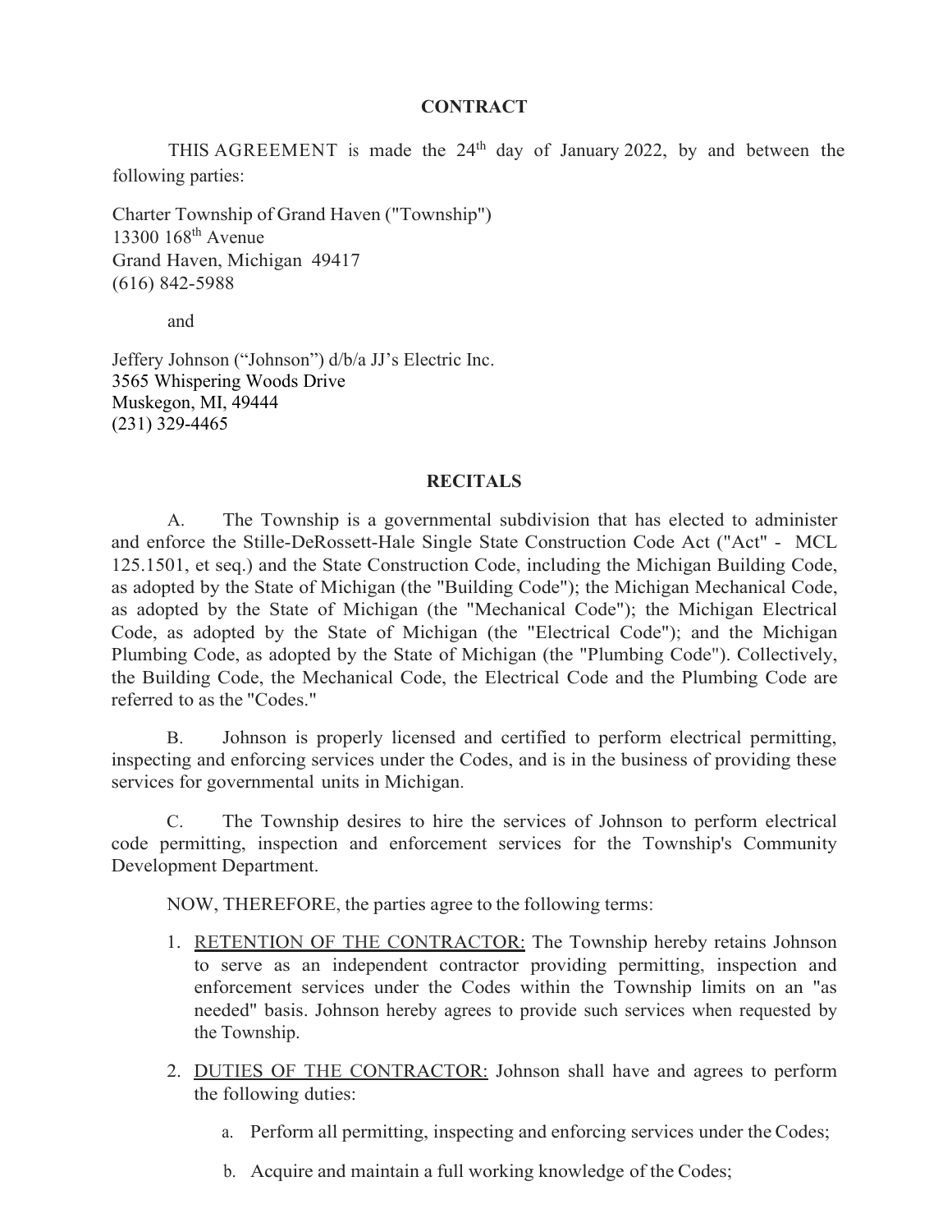# CONTRACT

THIS AGREEMENT is made the 24th day of January 2022, by and between the following parties:

Charter Township of Grand Haven ("Township")
13300 168th Avenue
Grand Haven, Michigan 49417
(616) 842-5988

and

Jeffery Johnson ("Johnson") d/b/a JJ's Electric Inc.
3565 Whispering Woods Drive
Muskegon, MI, 49444
(231) 329-4465

## RECITALS

A. The Township is a governmental subdivision that has elected to administer and enforce the Stille-DeRossett-Hale Single State Construction Code Act ("Act" - MCL 125.1501, et seq.) and the State Construction Code, including the Michigan Building Code, as adopted by the State of Michigan (the "Building Code"); the Michigan Mechanical Code, as adopted by the State of Michigan (the "Mechanical Code"); the Michigan Electrical Code, as adopted by the State of Michigan (the "Electrical Code"); and the Michigan Plumbing Code, as adopted by the State of Michigan (the "Plumbing Code"). Collectively, the Building Code, the Mechanical Code, the Electrical Code and the Plumbing Code are referred to as the "Codes."

B. Johnson is properly licensed and certified to perform electrical permitting, inspecting and enforcing services under the Codes, and is in the business of providing these services for governmental units in Michigan.

C. The Township desires to hire the services of Johnson to perform electrical code permitting, inspection and enforcement services for the Township's Community Development Department.

NOW, THEREFORE, the parties agree to the following terms:

1. <u>RETENTION OF THE CONTRACTOR:</u> The Township hereby retains Johnson to serve as an independent contractor providing permitting, inspection and enforcement services under the Codes within the Township limits on an "as needed" basis. Johnson hereby agrees to provide such services when requested by the Township.

2. <u>DUTIES OF THE CONTRACTOR:</u> Johnson shall have and agrees to perform the following duties:

    a. Perform all permitting, inspecting and enforcing services under the Codes;

    b. Acquire and maintain a full working knowledge of the Codes;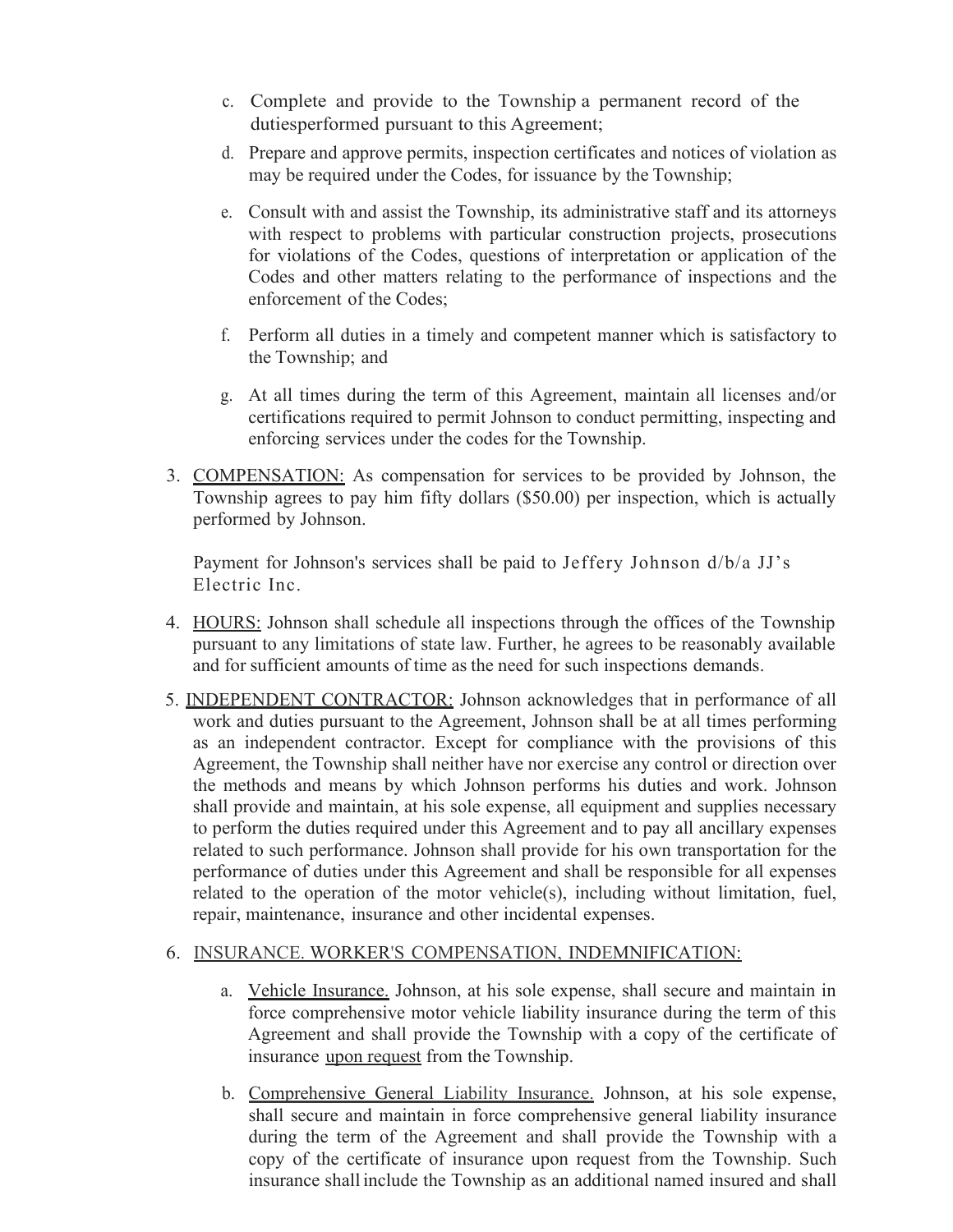c. Complete and provide to the Township a permanent record of the dutiesperformed pursuant to this Agreement;

d. Prepare and approve permits, inspection certificates and notices of violation as may be required under the Codes, for issuance by the Township;

e. Consult with and assist the Township, its administrative staff and its attorneys with respect to problems with particular construction projects, prosecutions for violations of the Codes, questions of interpretation or application of the Codes and other matters relating to the performance of inspections and the enforcement of the Codes;

f. Perform all duties in a timely and competent manner which is satisfactory to the Township; and

g. At all times during the term of this Agreement, maintain all licenses and/or certifications required to permit Johnson to conduct permitting, inspecting and enforcing services under the codes for the Township.

3. <u>COMPENSATION:</u> As compensation for services to be provided by Johnson, the Township agrees to pay him fifty dollars ($50.00) per inspection, which is actually performed by Johnson.

   Payment for Johnson's services shall be paid to Jeffery Johnson d/b/a JJ's Electric Inc.

4. <u>HOURS:</u> Johnson shall schedule all inspections through the offices of the Township pursuant to any limitations of state law. Further, he agrees to be reasonably available and for sufficient amounts of time as the need for such inspections demands.

5. <u>INDEPENDENT CONTRACTOR:</u> Johnson acknowledges that in performance of all work and duties pursuant to the Agreement, Johnson shall be at all times performing as an independent contractor. Except for compliance with the provisions of this Agreement, the Township shall neither have nor exercise any control or direction over the methods and means by which Johnson performs his duties and work. Johnson shall provide and maintain, at his sole expense, all equipment and supplies necessary to perform the duties required under this Agreement and to pay all ancillary expenses related to such performance. Johnson shall provide for his own transportation for the performance of duties under this Agreement and shall be responsible for all expenses related to the operation of the motor vehicle(s), including without limitation, fuel, repair, maintenance, insurance and other incidental expenses.

6. <u>INSURANCE. WORKER'S COMPENSATION, INDEMNIFICATION:</u>

   a. <u>Vehicle Insurance.</u> Johnson, at his sole expense, shall secure and maintain in force comprehensive motor vehicle liability insurance during the term of this Agreement and shall provide the Township with a copy of the certificate of insurance <u>upon request</u> from the Township.

   b. <u>Comprehensive General Liability Insurance.</u> Johnson, at his sole expense, shall secure and maintain in force comprehensive general liability insurance during the term of the Agreement and shall provide the Township with a copy of the certificate of insurance upon request from the Township. Such insurance shall include the Township as an additional named insured and shall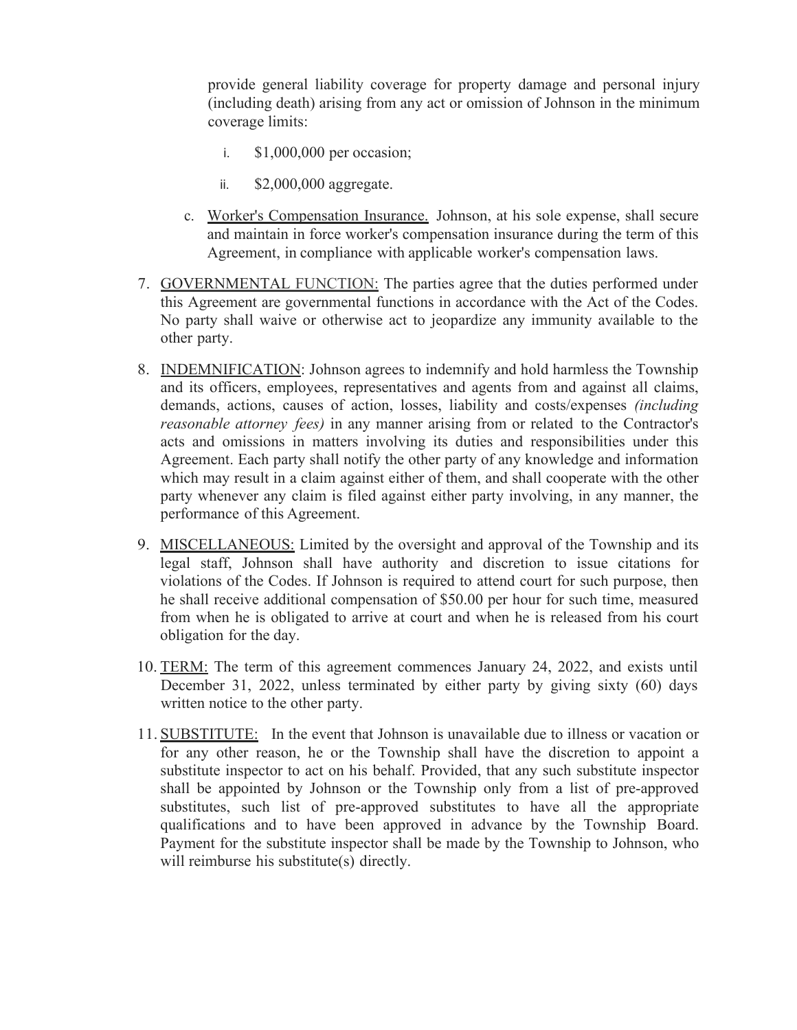provide general liability coverage for property damage and personal injury (including death) arising from any act or omission of Johnson in the minimum coverage limits:

   i. $1,000,000 per occasion;

   ii. $2,000,000 aggregate.

c. Worker's Compensation Insurance. Johnson, at his sole expense, shall secure and maintain in force worker's compensation insurance during the term of this Agreement, in compliance with applicable worker's compensation laws.

7. GOVERNMENTAL FUNCTION: The parties agree that the duties performed under this Agreement are governmental functions in accordance with the Act of the Codes. No party shall waive or otherwise act to jeopardize any immunity available to the other party.

8. INDEMNIFICATION: Johnson agrees to indemnify and hold harmless the Township and its officers, employees, representatives and agents from and against all claims, demands, actions, causes of action, losses, liability and costs/expenses *(including reasonable attorney fees)* in any manner arising from or related to the Contractor's acts and omissions in matters involving its duties and responsibilities under this Agreement. Each party shall notify the other party of any knowledge and information which may result in a claim against either of them, and shall cooperate with the other party whenever any claim is filed against either party involving, in any manner, the performance of this Agreement.

9. MISCELLANEOUS: Limited by the oversight and approval of the Township and its legal staff, Johnson shall have authority and discretion to issue citations for violations of the Codes. If Johnson is required to attend court for such purpose, then he shall receive additional compensation of $50.00 per hour for such time, measured from when he is obligated to arrive at court and when he is released from his court obligation for the day.

10. TERM: The term of this agreement commences January 24, 2022, and exists until December 31, 2022, unless terminated by either party by giving sixty (60) days written notice to the other party.

11. SUBSTITUTE: In the event that Johnson is unavailable due to illness or vacation or for any other reason, he or the Township shall have the discretion to appoint a substitute inspector to act on his behalf. Provided, that any such substitute inspector shall be appointed by Johnson or the Township only from a list of pre-approved substitutes, such list of pre-approved substitutes to have all the appropriate qualifications and to have been approved in advance by the Township Board. Payment for the substitute inspector shall be made by the Township to Johnson, who will reimburse his substitute(s) directly.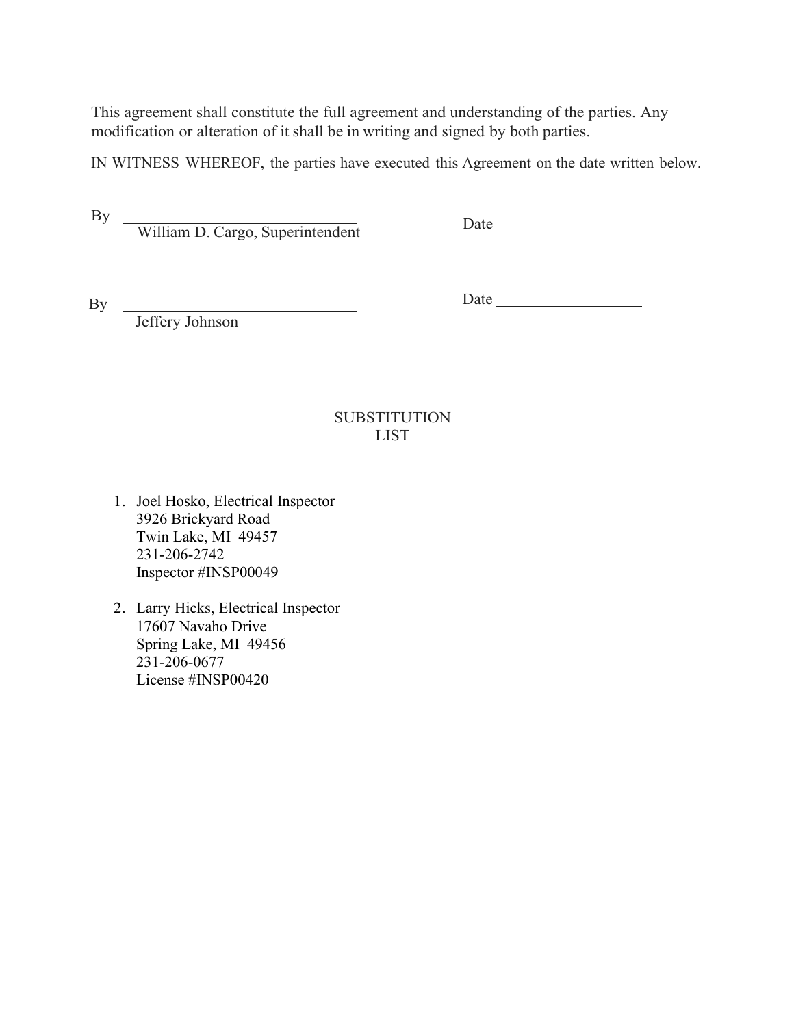This agreement shall constitute the full agreement and understanding of the parties. Any modification or alteration of it shall be in writing and signed by both parties.

IN WITNESS WHEREOF, the parties have executed this Agreement on the date written below.

By ______________________________
William D. Cargo, Superintendent

Date __________________

By ______________________________
Jeffery Johnson

Date __________________

## SUBSTITUTION LIST

1. Joel Hosko, Electrical Inspector
   3926 Brickyard Road
   Twin Lake, MI 49457
   231-206-2742
   Inspector #INSP00049

2. Larry Hicks, Electrical Inspector
   17607 Navaho Drive
   Spring Lake, MI 49456
   231-206-0677
   License #INSP00420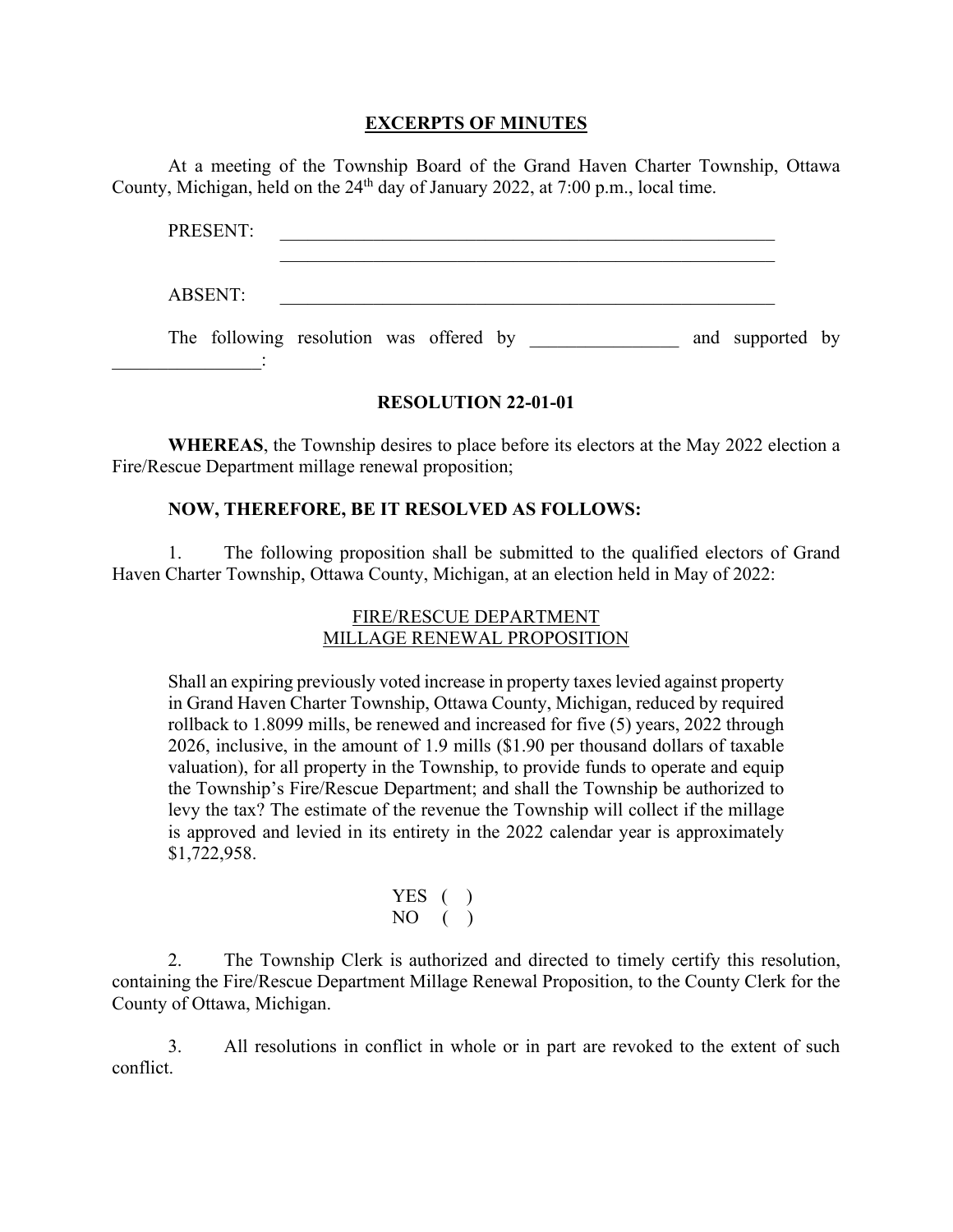## EXCERPTS OF MINUTES

At a meeting of the Township Board of the Grand Haven Charter Township, Ottawa County, Michigan, held on the 24th day of January 2022, at 7:00 p.m., local time.

PRESENT: ________________________________________________________
________________________________________________________

ABSENT: ________________________________________________________

The following resolution was offered by ________________ and supported by ________________:

### RESOLUTION 22-01-01

**WHEREAS**, the Township desires to place before its electors at the May 2022 election a Fire/Rescue Department millage renewal proposition;

**NOW, THEREFORE, BE IT RESOLVED AS FOLLOWS:**

1. The following proposition shall be submitted to the qualified electors of Grand Haven Charter Township, Ottawa County, Michigan, at an election held in May of 2022:

FIRE/RESCUE DEPARTMENT
MILLAGE RENEWAL PROPOSITION

> Shall an expiring previously voted increase in property taxes levied against property in Grand Haven Charter Township, Ottawa County, Michigan, reduced by required rollback to 1.8099 mills, be renewed and increased for five (5) years, 2022 through 2026, inclusive, in the amount of 1.9 mills ($1.90 per thousand dollars of taxable valuation), for all property in the Township, to provide funds to operate and equip the Township's Fire/Rescue Department; and shall the Township be authorized to levy the tax? The estimate of the revenue the Township will collect if the millage is approved and levied in its entirety in the 2022 calendar year is approximately $1,722,958.
>
> YES ( )
> NO ( )

2. The Township Clerk is authorized and directed to timely certify this resolution, containing the Fire/Rescue Department Millage Renewal Proposition, to the County Clerk for the County of Ottawa, Michigan.

3. All resolutions in conflict in whole or in part are revoked to the extent of such conflict.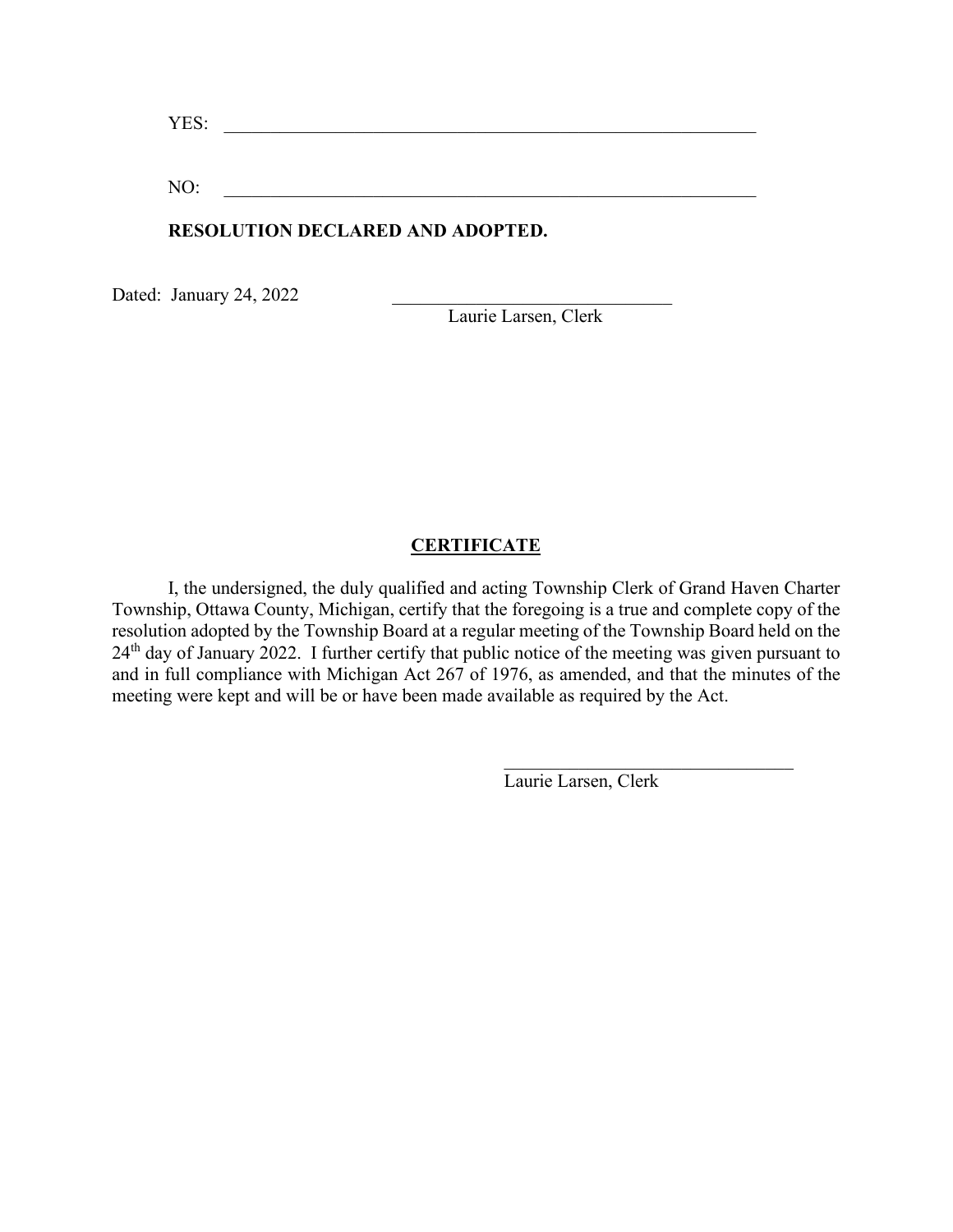YES: _______________________________________________________________

NO: _______________________________________________________________

**RESOLUTION DECLARED AND ADOPTED.**

Dated: January 24, 2022 _______________________________
Laurie Larsen, Clerk

## CERTIFICATE

I, the undersigned, the duly qualified and acting Township Clerk of Grand Haven Charter Township, Ottawa County, Michigan, certify that the foregoing is a true and complete copy of the resolution adopted by the Township Board at a regular meeting of the Township Board held on the 24th day of January 2022. I further certify that public notice of the meeting was given pursuant to and in full compliance with Michigan Act 267 of 1976, as amended, and that the minutes of the meeting were kept and will be or have been made available as required by the Act.

_______________________________
Laurie Larsen, Clerk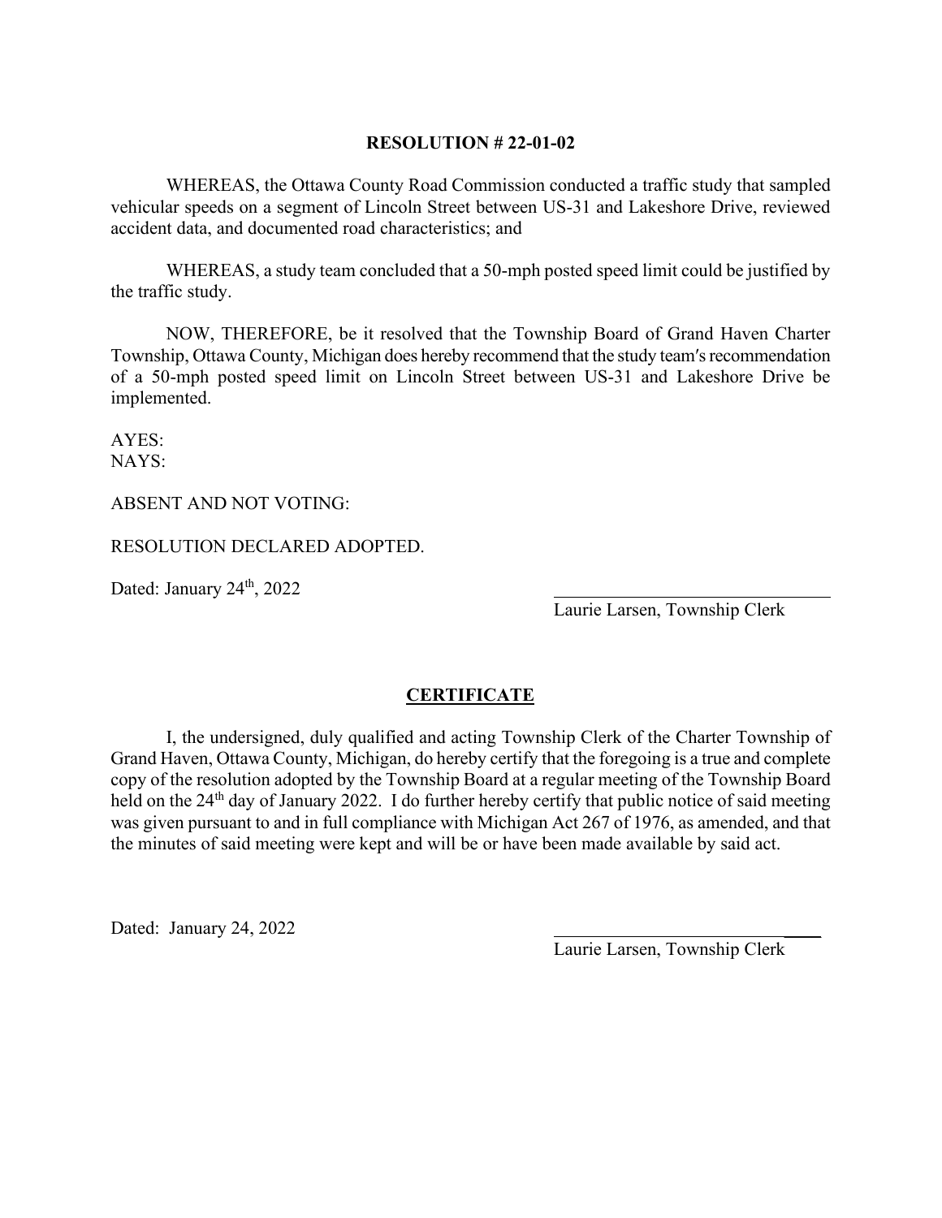**RESOLUTION # 22-01-02**

WHEREAS, the Ottawa County Road Commission conducted a traffic study that sampled vehicular speeds on a segment of Lincoln Street between US-31 and Lakeshore Drive, reviewed accident data, and documented road characteristics; and

WHEREAS, a study team concluded that a 50-mph posted speed limit could be justified by the traffic study.

NOW, THEREFORE, be it resolved that the Township Board of Grand Haven Charter Township, Ottawa County, Michigan does hereby recommend that the study team′s recommendation of a 50-mph posted speed limit on Lincoln Street between US-31 and Lakeshore Drive be implemented.

AYES:
NAYS:

ABSENT AND NOT VOTING:

RESOLUTION DECLARED ADOPTED.

Dated: January 24th, 2022

\_\_\_\_\_\_\_\_\_\_\_\_\_\_\_\_\_\_\_\_\_\_\_\_\_\_\_\_\_\_
Laurie Larsen, Township Clerk

## CERTIFICATE

I, the undersigned, duly qualified and acting Township Clerk of the Charter Township of Grand Haven, Ottawa County, Michigan, do hereby certify that the foregoing is a true and complete copy of the resolution adopted by the Township Board at a regular meeting of the Township Board held on the 24th day of January 2022. I do further hereby certify that public notice of said meeting was given pursuant to and in full compliance with Michigan Act 267 of 1976, as amended, and that the minutes of said meeting were kept and will be or have been made available by said act.

Dated: January 24, 2022

\_\_\_\_\_\_\_\_\_\_\_\_\_\_\_\_\_\_\_\_\_\_\_\_\_\_\_\_\_\_
Laurie Larsen, Township Clerk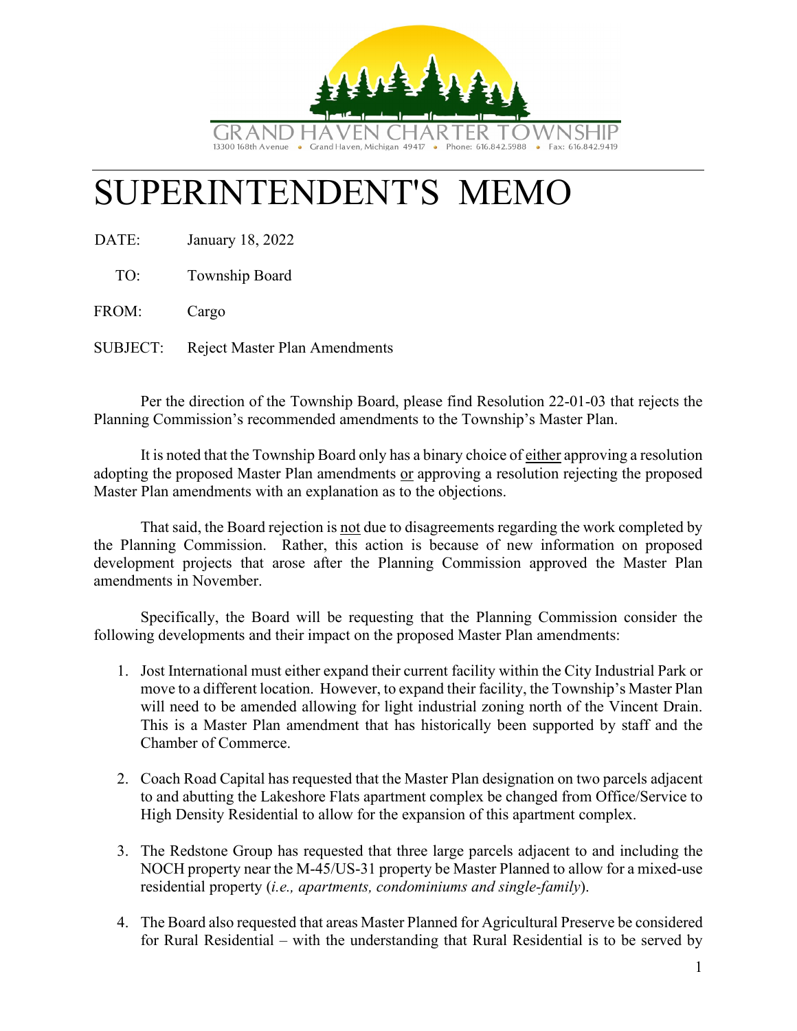GRAND HAVEN CHARTER TOWNSHIP

13300 168th Avenue • Grand Haven, Michigan 49417 • Phone: 616.842.5988 • Fax: 616.842.9419

# SUPERINTENDENT'S MEMO

DATE: January 18, 2022

TO: Township Board

FROM: Cargo

SUBJECT: Reject Master Plan Amendments

Per the direction of the Township Board, please find Resolution 22-01-03 that rejects the Planning Commission's recommended amendments to the Township's Master Plan.

It is noted that the Township Board only has a binary choice of either approving a resolution adopting the proposed Master Plan amendments or approving a resolution rejecting the proposed Master Plan amendments with an explanation as to the objections.

That said, the Board rejection is not due to disagreements regarding the work completed by the Planning Commission. Rather, this action is because of new information on proposed development projects that arose after the Planning Commission approved the Master Plan amendments in November.

Specifically, the Board will be requesting that the Planning Commission consider the following developments and their impact on the proposed Master Plan amendments:

1. Jost International must either expand their current facility within the City Industrial Park or move to a different location. However, to expand their facility, the Township's Master Plan will need to be amended allowing for light industrial zoning north of the Vincent Drain. This is a Master Plan amendment that has historically been supported by staff and the Chamber of Commerce.
2. Coach Road Capital has requested that the Master Plan designation on two parcels adjacent to and abutting the Lakeshore Flats apartment complex be changed from Office/Service to High Density Residential to allow for the expansion of this apartment complex.
3. The Redstone Group has requested that three large parcels adjacent to and including the NOCH property near the M-45/US-31 property be Master Planned to allow for a mixed-use residential property (*i.e., apartments, condominiums and single-family*).
4. The Board also requested that areas Master Planned for Agricultural Preserve be considered for Rural Residential – with the understanding that Rural Residential is to be served by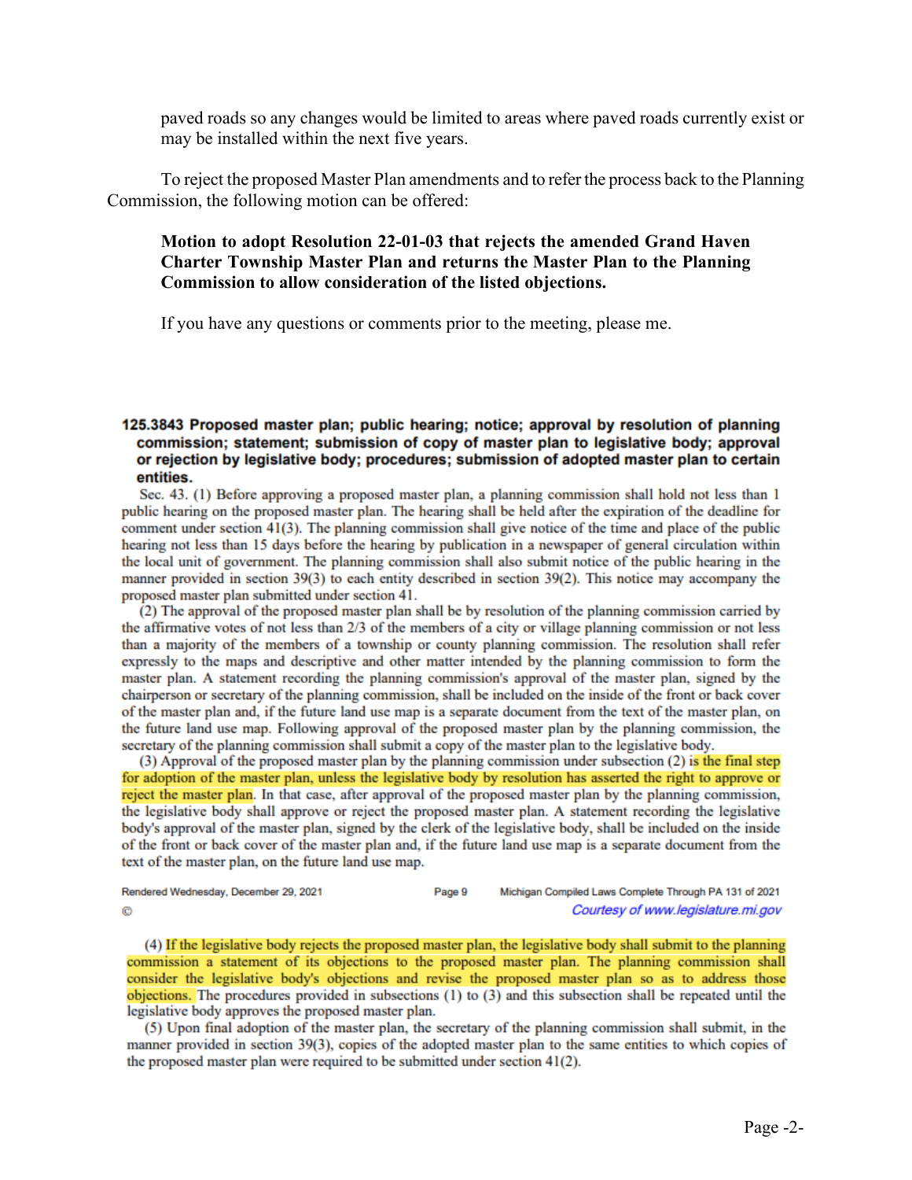paved roads so any changes would be limited to areas where paved roads currently exist or may be installed within the next five years.

To reject the proposed Master Plan amendments and to refer the process back to the Planning Commission, the following motion can be offered:

**Motion to adopt Resolution 22-01-03 that rejects the amended Grand Haven Charter Township Master Plan and returns the Master Plan to the Planning Commission to allow consideration of the listed objections.**

If you have any questions or comments prior to the meeting, please me.

**125.3843 Proposed master plan; public hearing; notice; approval by resolution of planning commission; statement; submission of copy of master plan to legislative body; approval or rejection by legislative body; procedures; submission of adopted master plan to certain entities.**

Sec. 43. (1) Before approving a proposed master plan, a planning commission shall hold not less than 1 public hearing on the proposed master plan. The hearing shall be held after the expiration of the deadline for comment under section 41(3). The planning commission shall give notice of the time and place of the public hearing not less than 15 days before the hearing by publication in a newspaper of general circulation within the local unit of government. The planning commission shall also submit notice of the public hearing in the manner provided in section 39(3) to each entity described in section 39(2). This notice may accompany the proposed master plan submitted under section 41.

(2) The approval of the proposed master plan shall be by resolution of the planning commission carried by the affirmative votes of not less than 2/3 of the members of a city or village planning commission or not less than a majority of the members of a township or county planning commission. The resolution shall refer expressly to the maps and descriptive and other matter intended by the planning commission to form the master plan. A statement recording the planning commission's approval of the master plan, signed by the chairperson or secretary of the planning commission, shall be included on the inside of the front or back cover of the master plan and, if the future land use map is a separate document from the text of the master plan, on the future land use map. Following approval of the proposed master plan by the planning commission, the secretary of the planning commission shall submit a copy of the master plan to the legislative body.

(3) Approval of the proposed master plan by the planning commission under subsection (2) is the final step for adoption of the master plan, unless the legislative body by resolution has asserted the right to approve or reject the master plan. In that case, after approval of the proposed master plan by the planning commission, the legislative body shall approve or reject the proposed master plan. A statement recording the legislative body's approval of the master plan, signed by the clerk of the legislative body, shall be included on the inside of the front or back cover of the master plan and, if the future land use map is a separate document from the text of the master plan, on the future land use map.

(4) If the legislative body rejects the proposed master plan, the legislative body shall submit to the planning commission a statement of its objections to the proposed master plan. The planning commission shall consider the legislative body's objections and revise the proposed master plan so as to address those objections. The procedures provided in subsections (1) to (3) and this subsection shall be repeated until the legislative body approves the proposed master plan.

(5) Upon final adoption of the master plan, the secretary of the planning commission shall submit, in the manner provided in section 39(3), copies of the adopted master plan to the same entities to which copies of the proposed master plan were required to be submitted under section 41(2).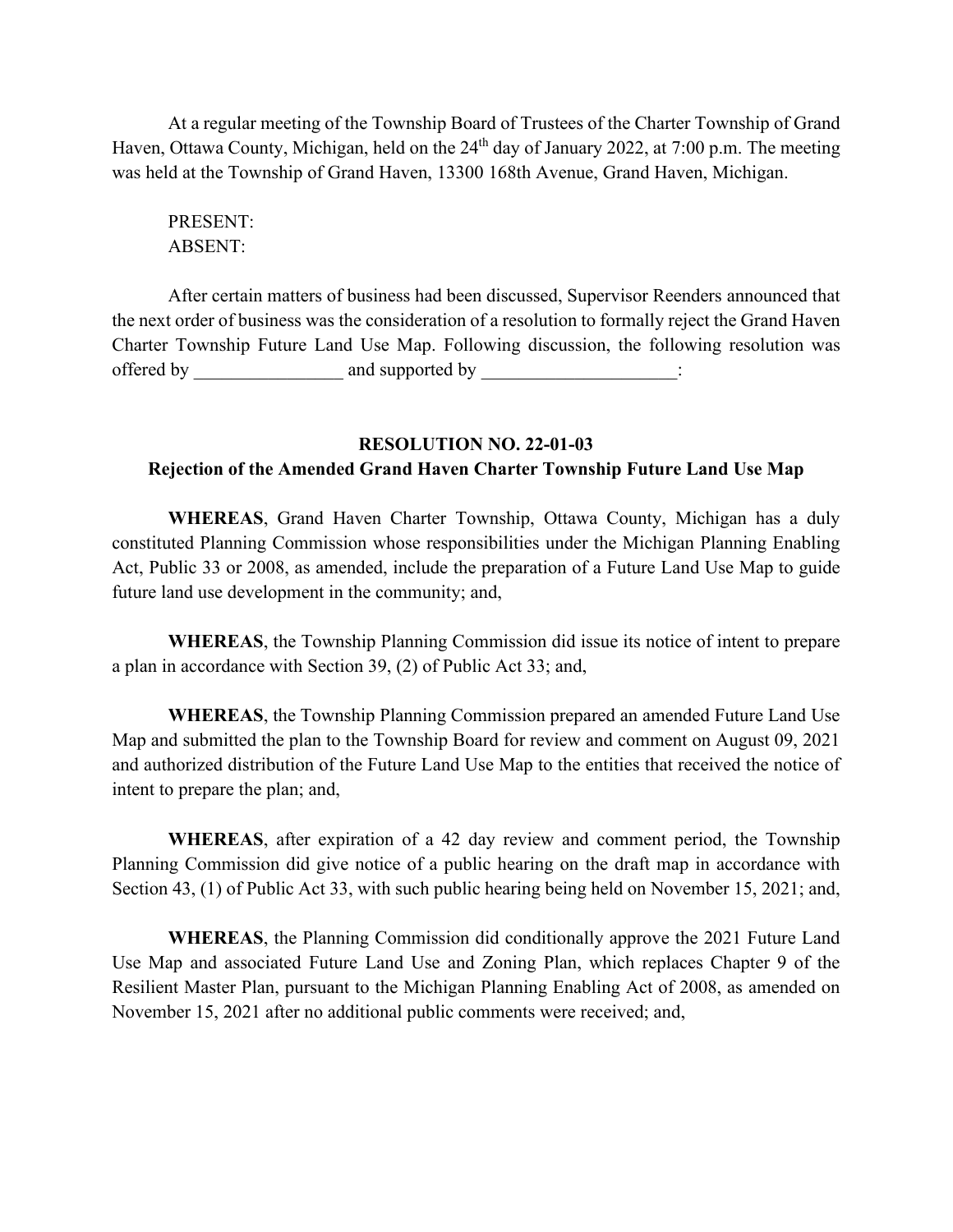At a regular meeting of the Township Board of Trustees of the Charter Township of Grand Haven, Ottawa County, Michigan, held on the 24th day of January 2022, at 7:00 p.m. The meeting was held at the Township of Grand Haven, 13300 168th Avenue, Grand Haven, Michigan.

PRESENT:
ABSENT:

After certain matters of business had been discussed, Supervisor Reenders announced that the next order of business was the consideration of a resolution to formally reject the Grand Haven Charter Township Future Land Use Map. Following discussion, the following resolution was offered by ________________ and supported by _____________________:

**RESOLUTION NO. 22-01-03**
**Rejection of the Amended Grand Haven Charter Township Future Land Use Map**

**WHEREAS**, Grand Haven Charter Township, Ottawa County, Michigan has a duly constituted Planning Commission whose responsibilities under the Michigan Planning Enabling Act, Public 33 or 2008, as amended, include the preparation of a Future Land Use Map to guide future land use development in the community; and,

**WHEREAS**, the Township Planning Commission did issue its notice of intent to prepare a plan in accordance with Section 39, (2) of Public Act 33; and,

**WHEREAS**, the Township Planning Commission prepared an amended Future Land Use Map and submitted the plan to the Township Board for review and comment on August 09, 2021 and authorized distribution of the Future Land Use Map to the entities that received the notice of intent to prepare the plan; and,

**WHEREAS**, after expiration of a 42 day review and comment period, the Township Planning Commission did give notice of a public hearing on the draft map in accordance with Section 43, (1) of Public Act 33, with such public hearing being held on November 15, 2021; and,

**WHEREAS**, the Planning Commission did conditionally approve the 2021 Future Land Use Map and associated Future Land Use and Zoning Plan, which replaces Chapter 9 of the Resilient Master Plan, pursuant to the Michigan Planning Enabling Act of 2008, as amended on November 15, 2021 after no additional public comments were received; and,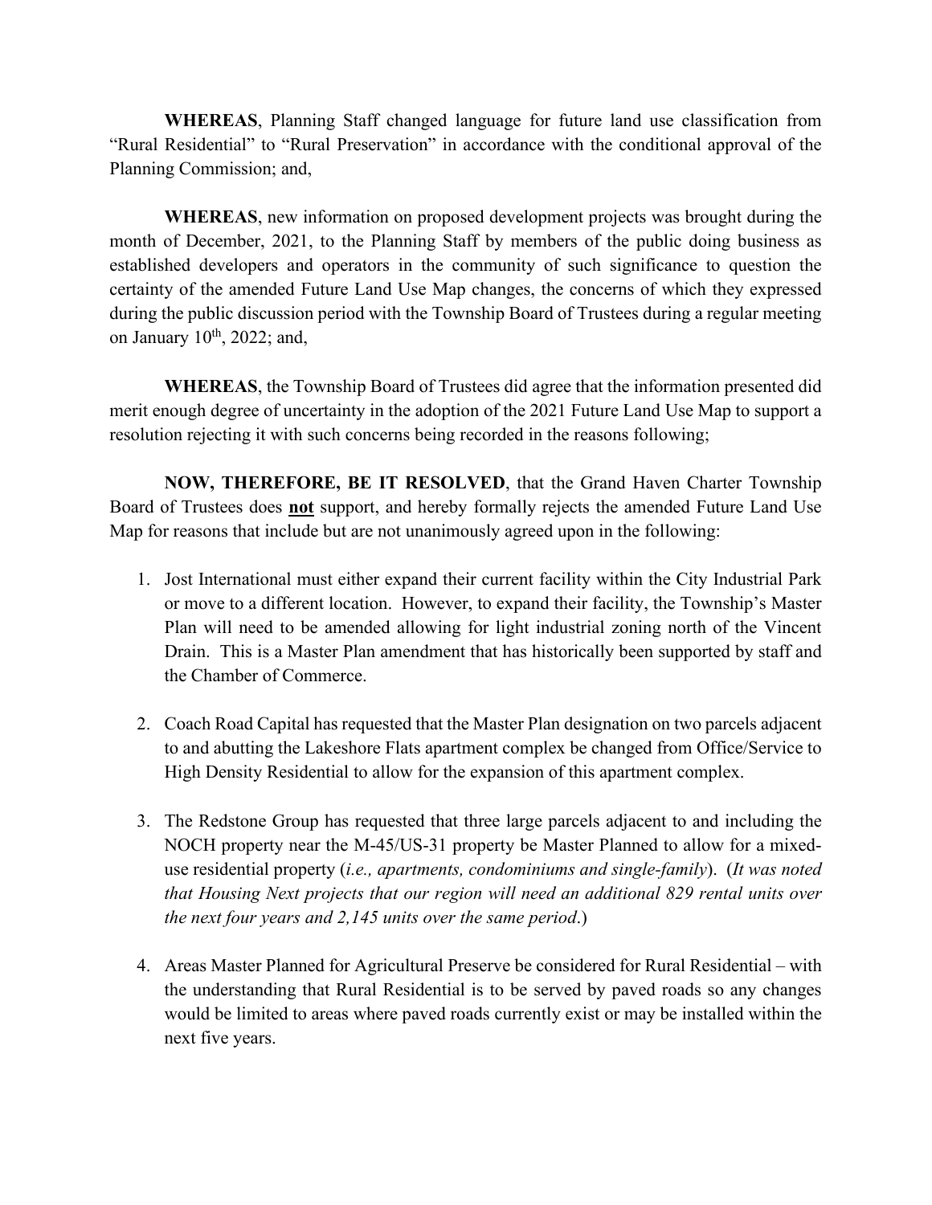**WHEREAS**, Planning Staff changed language for future land use classification from "Rural Residential" to "Rural Preservation" in accordance with the conditional approval of the Planning Commission; and,

**WHEREAS**, new information on proposed development projects was brought during the month of December, 2021, to the Planning Staff by members of the public doing business as established developers and operators in the community of such significance to question the certainty of the amended Future Land Use Map changes, the concerns of which they expressed during the public discussion period with the Township Board of Trustees during a regular meeting on January 10th, 2022; and,

**WHEREAS**, the Township Board of Trustees did agree that the information presented did merit enough degree of uncertainty in the adoption of the 2021 Future Land Use Map to support a resolution rejecting it with such concerns being recorded in the reasons following;

**NOW, THEREFORE, BE IT RESOLVED**, that the Grand Haven Charter Township Board of Trustees does **not** support, and hereby formally rejects the amended Future Land Use Map for reasons that include but are not unanimously agreed upon in the following:

1. Jost International must either expand their current facility within the City Industrial Park or move to a different location. However, to expand their facility, the Township's Master Plan will need to be amended allowing for light industrial zoning north of the Vincent Drain. This is a Master Plan amendment that has historically been supported by staff and the Chamber of Commerce.

2. Coach Road Capital has requested that the Master Plan designation on two parcels adjacent to and abutting the Lakeshore Flats apartment complex be changed from Office/Service to High Density Residential to allow for the expansion of this apartment complex.

3. The Redstone Group has requested that three large parcels adjacent to and including the NOCH property near the M-45/US-31 property be Master Planned to allow for a mixed-use residential property (*i.e., apartments, condominiums and single-family*). (*It was noted that Housing Next projects that our region will need an additional 829 rental units over the next four years and 2,145 units over the same period*.)

4. Areas Master Planned for Agricultural Preserve be considered for Rural Residential – with the understanding that Rural Residential is to be served by paved roads so any changes would be limited to areas where paved roads currently exist or may be installed within the next five years.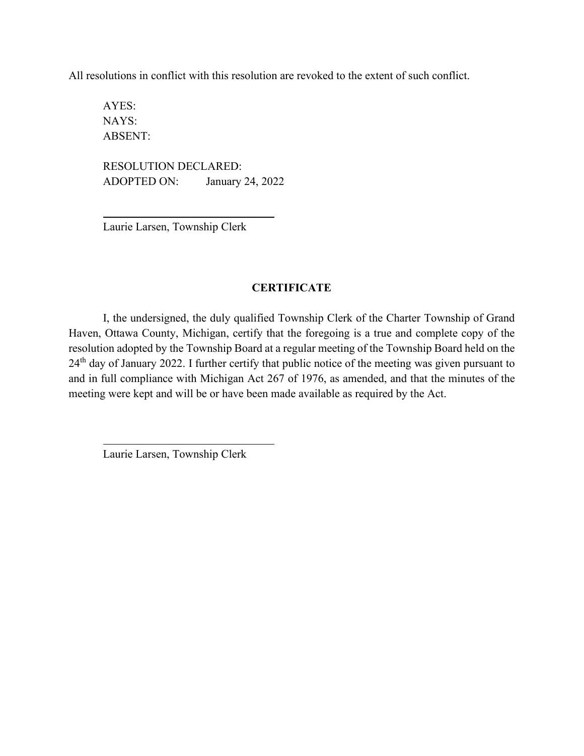All resolutions in conflict with this resolution are revoked to the extent of such conflict.

AYES:  
NAYS:  
ABSENT:

RESOLUTION DECLARED:  
ADOPTED ON: January 24, 2022

\_\_\_\_\_\_\_\_\_\_\_\_\_\_\_\_\_\_\_\_\_\_\_\_\_\_\_\_\_\_  
Laurie Larsen, Township Clerk

**CERTIFICATE**

I, the undersigned, the duly qualified Township Clerk of the Charter Township of Grand Haven, Ottawa County, Michigan, certify that the foregoing is a true and complete copy of the resolution adopted by the Township Board at a regular meeting of the Township Board held on the 24th day of January 2022. I further certify that public notice of the meeting was given pursuant to and in full compliance with Michigan Act 267 of 1976, as amended, and that the minutes of the meeting were kept and will be or have been made available as required by the Act.

\_\_\_\_\_\_\_\_\_\_\_\_\_\_\_\_\_\_\_\_\_\_\_\_\_\_\_\_\_\_  
Laurie Larsen, Township Clerk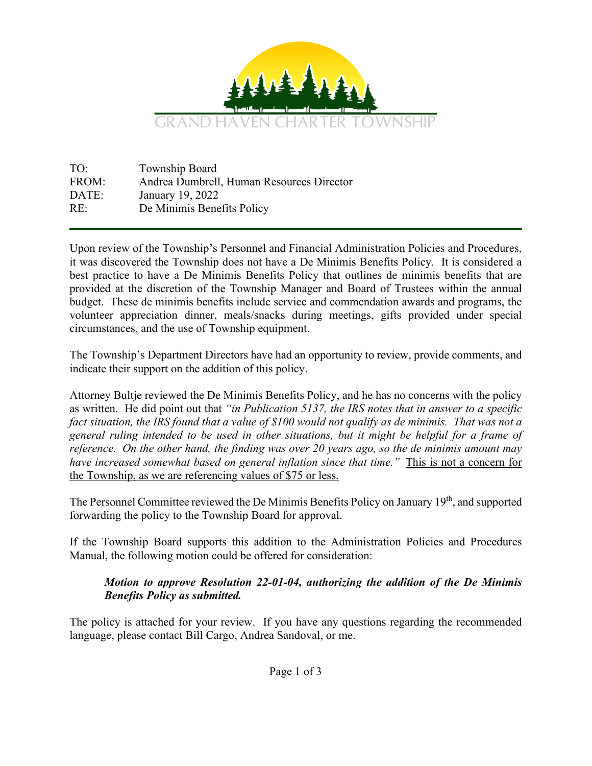GRAND HAVEN CHARTER TOWNSHIP

TO: Township Board
FROM: Andrea Dumbrell, Human Resources Director
DATE: January 19, 2022
RE: De Minimis Benefits Policy

---

Upon review of the Township's Personnel and Financial Administration Policies and Procedures, it was discovered the Township does not have a De Minimis Benefits Policy. It is considered a best practice to have a De Minimis Benefits Policy that outlines de minimis benefits that are provided at the discretion of the Township Manager and Board of Trustees within the annual budget. These de minimis benefits include service and commendation awards and programs, the volunteer appreciation dinner, meals/snacks during meetings, gifts provided under special circumstances, and the use of Township equipment.

The Township's Department Directors have had an opportunity to review, provide comments, and indicate their support on the addition of this policy.

Attorney Bultje reviewed the De Minimis Benefits Policy, and he has no concerns with the policy as written. He did point out that *"in Publication 5137, the IRS notes that in answer to a specific fact situation, the IRS found that a value of $100 would not qualify as de minimis. That was not a general ruling intended to be used in other situations, but it might be helpful for a frame of reference. On the other hand, the finding was over 20 years ago, so the de minimis amount may have increased somewhat based on general inflation since that time."* <u>This is not a concern for the Township, as we are referencing values of $75 or less.</u>

The Personnel Committee reviewed the De Minimis Benefits Policy on January 19th, and supported forwarding the policy to the Township Board for approval.

If the Township Board supports this addition to the Administration Policies and Procedures Manual, the following motion could be offered for consideration:

> ***Motion to approve Resolution 22-01-04, authorizing the addition of the De Minimis Benefits Policy as submitted.***

The policy is attached for your review. If you have any questions regarding the recommended language, please contact Bill Cargo, Andrea Sandoval, or me.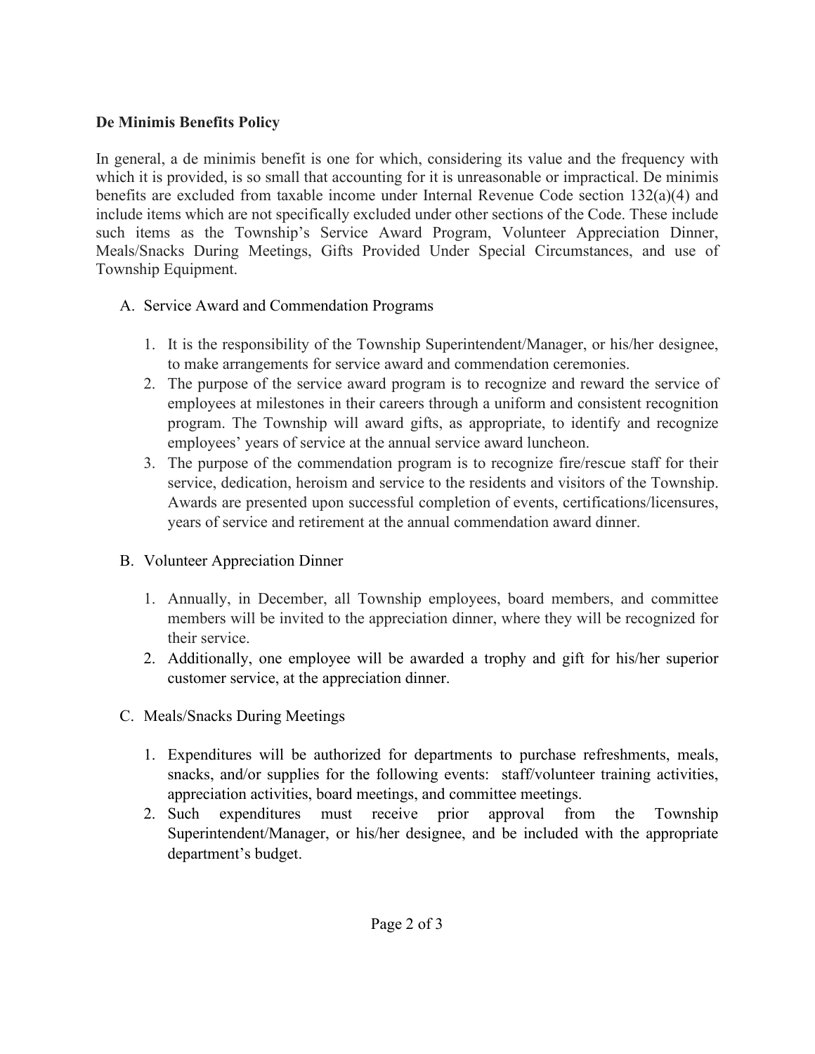**De Minimis Benefits Policy**

In general, a de minimis benefit is one for which, considering its value and the frequency with which it is provided, is so small that accounting for it is unreasonable or impractical. De minimis benefits are excluded from taxable income under Internal Revenue Code section 132(a)(4) and include items which are not specifically excluded under other sections of the Code. These include such items as the Township's Service Award Program, Volunteer Appreciation Dinner, Meals/Snacks During Meetings, Gifts Provided Under Special Circumstances, and use of Township Equipment.

A. Service Award and Commendation Programs

   1. It is the responsibility of the Township Superintendent/Manager, or his/her designee, to make arrangements for service award and commendation ceremonies.
   2. The purpose of the service award program is to recognize and reward the service of employees at milestones in their careers through a uniform and consistent recognition program. The Township will award gifts, as appropriate, to identify and recognize employees' years of service at the annual service award luncheon.
   3. The purpose of the commendation program is to recognize fire/rescue staff for their service, dedication, heroism and service to the residents and visitors of the Township. Awards are presented upon successful completion of events, certifications/licensures, years of service and retirement at the annual commendation award dinner.

B. Volunteer Appreciation Dinner

   1. Annually, in December, all Township employees, board members, and committee members will be invited to the appreciation dinner, where they will be recognized for their service.
   2. Additionally, one employee will be awarded a trophy and gift for his/her superior customer service, at the appreciation dinner.

C. Meals/Snacks During Meetings

   1. Expenditures will be authorized for departments to purchase refreshments, meals, snacks, and/or supplies for the following events: staff/volunteer training activities, appreciation activities, board meetings, and committee meetings.
   2. Such expenditures must receive prior approval from the Township Superintendent/Manager, or his/her designee, and be included with the appropriate department's budget.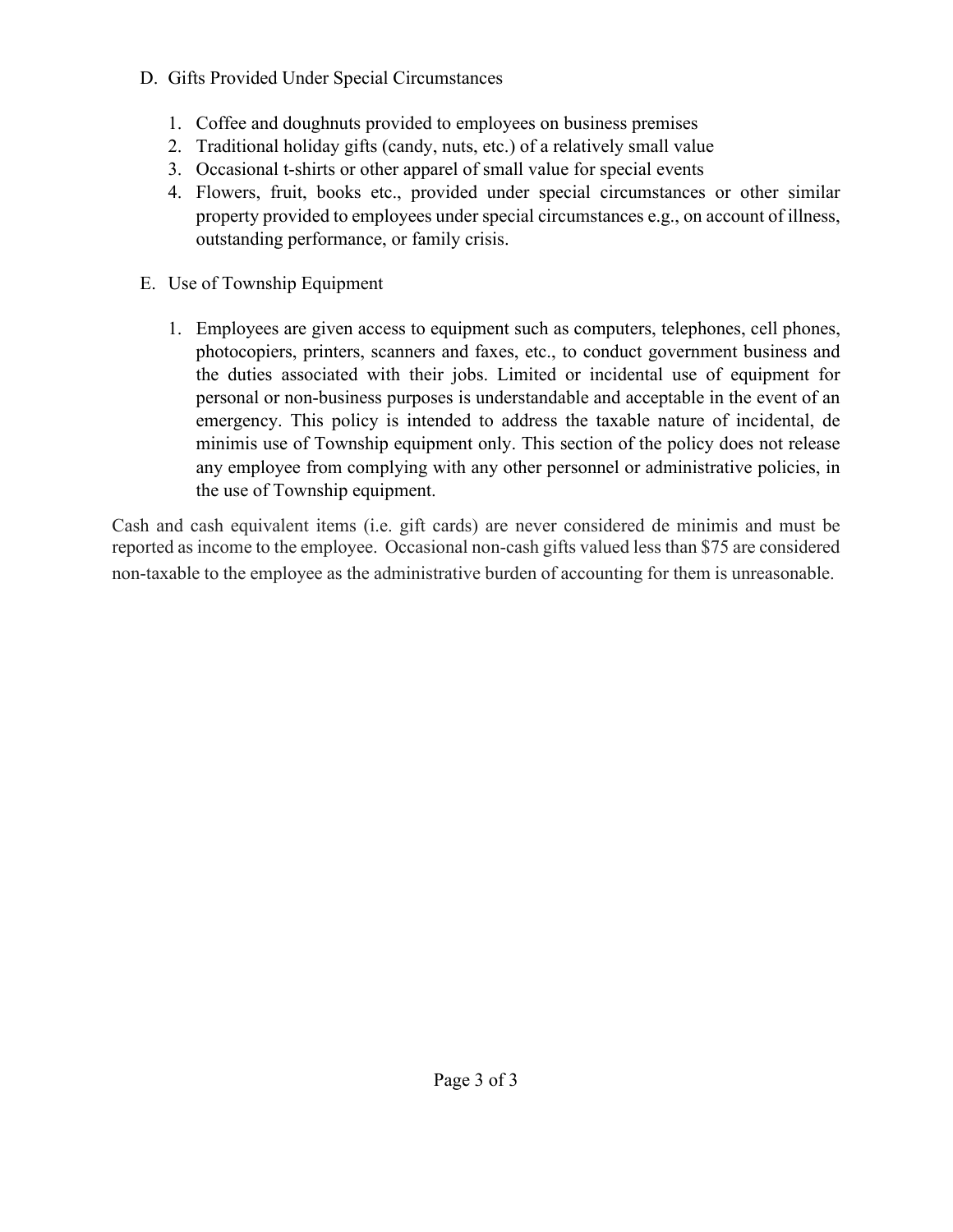D. Gifts Provided Under Special Circumstances

1. Coffee and doughnuts provided to employees on business premises
2. Traditional holiday gifts (candy, nuts, etc.) of a relatively small value
3. Occasional t-shirts or other apparel of small value for special events
4. Flowers, fruit, books etc., provided under special circumstances or other similar property provided to employees under special circumstances e.g., on account of illness, outstanding performance, or family crisis.

E. Use of Township Equipment

1. Employees are given access to equipment such as computers, telephones, cell phones, photocopiers, printers, scanners and faxes, etc., to conduct government business and the duties associated with their jobs. Limited or incidental use of equipment for personal or non-business purposes is understandable and acceptable in the event of an emergency. This policy is intended to address the taxable nature of incidental, de minimis use of Township equipment only. This section of the policy does not release any employee from complying with any other personnel or administrative policies, in the use of Township equipment.

Cash and cash equivalent items (i.e. gift cards) are never considered de minimis and must be reported as income to the employee. Occasional non-cash gifts valued less than $75 are considered non-taxable to the employee as the administrative burden of accounting for them is unreasonable.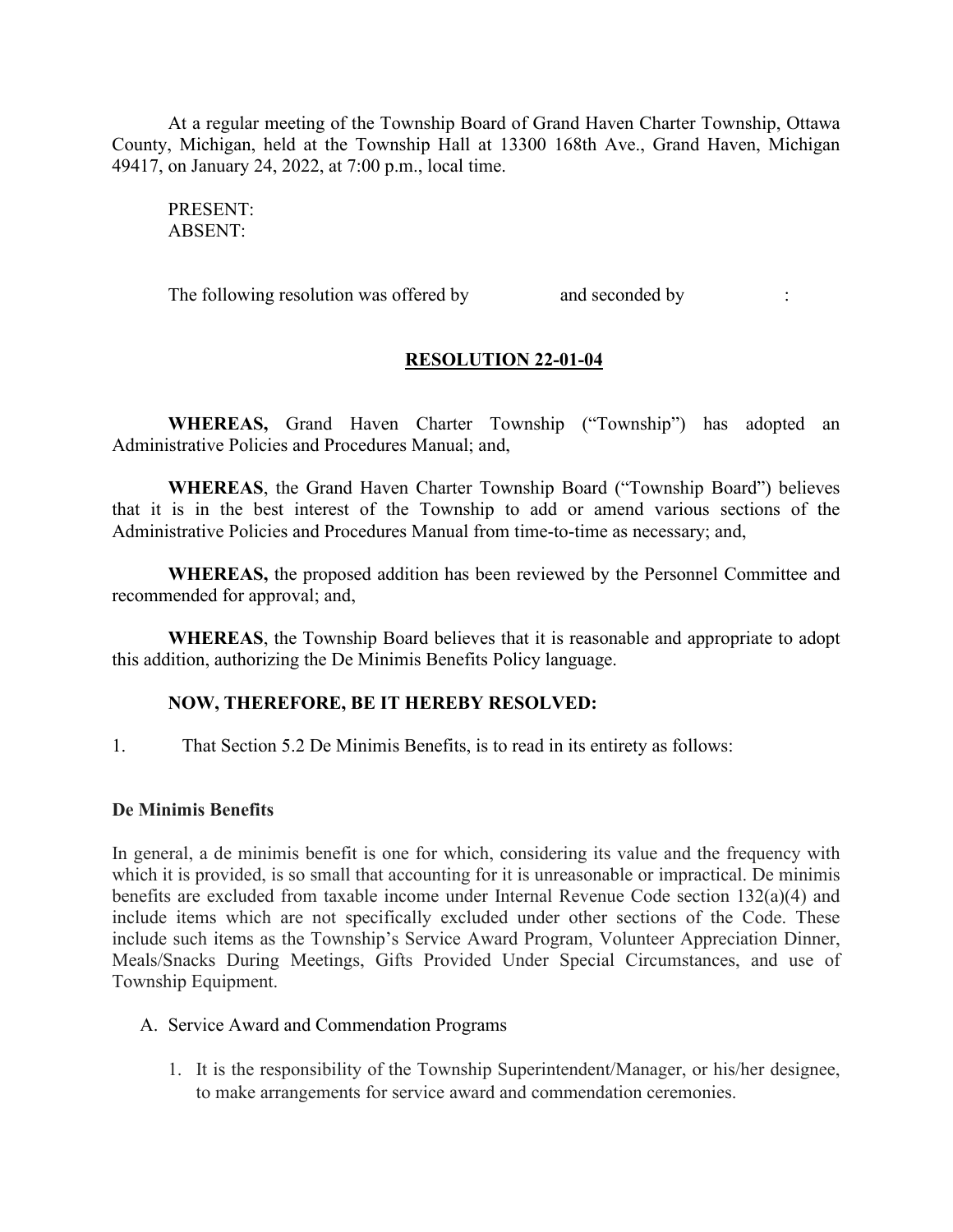At a regular meeting of the Township Board of Grand Haven Charter Township, Ottawa County, Michigan, held at the Township Hall at 13300 168th Ave., Grand Haven, Michigan 49417, on January 24, 2022, at 7:00 p.m., local time.

PRESENT:
ABSENT:

The following resolution was offered by and seconded by :

## RESOLUTION 22-01-04

**WHEREAS,** Grand Haven Charter Township ("Township") has adopted an Administrative Policies and Procedures Manual; and,

**WHEREAS**, the Grand Haven Charter Township Board ("Township Board") believes that it is in the best interest of the Township to add or amend various sections of the Administrative Policies and Procedures Manual from time-to-time as necessary; and,

**WHEREAS,** the proposed addition has been reviewed by the Personnel Committee and recommended for approval; and,

**WHEREAS**, the Township Board believes that it is reasonable and appropriate to adopt this addition, authorizing the De Minimis Benefits Policy language.

**NOW, THEREFORE, BE IT HEREBY RESOLVED:**

1. That Section 5.2 De Minimis Benefits, is to read in its entirety as follows:

**De Minimis Benefits**

In general, a de minimis benefit is one for which, considering its value and the frequency with which it is provided, is so small that accounting for it is unreasonable or impractical. De minimis benefits are excluded from taxable income under Internal Revenue Code section 132(a)(4) and include items which are not specifically excluded under other sections of the Code. These include such items as the Township's Service Award Program, Volunteer Appreciation Dinner, Meals/Snacks During Meetings, Gifts Provided Under Special Circumstances, and use of Township Equipment.

A. Service Award and Commendation Programs

   1. It is the responsibility of the Township Superintendent/Manager, or his/her designee, to make arrangements for service award and commendation ceremonies.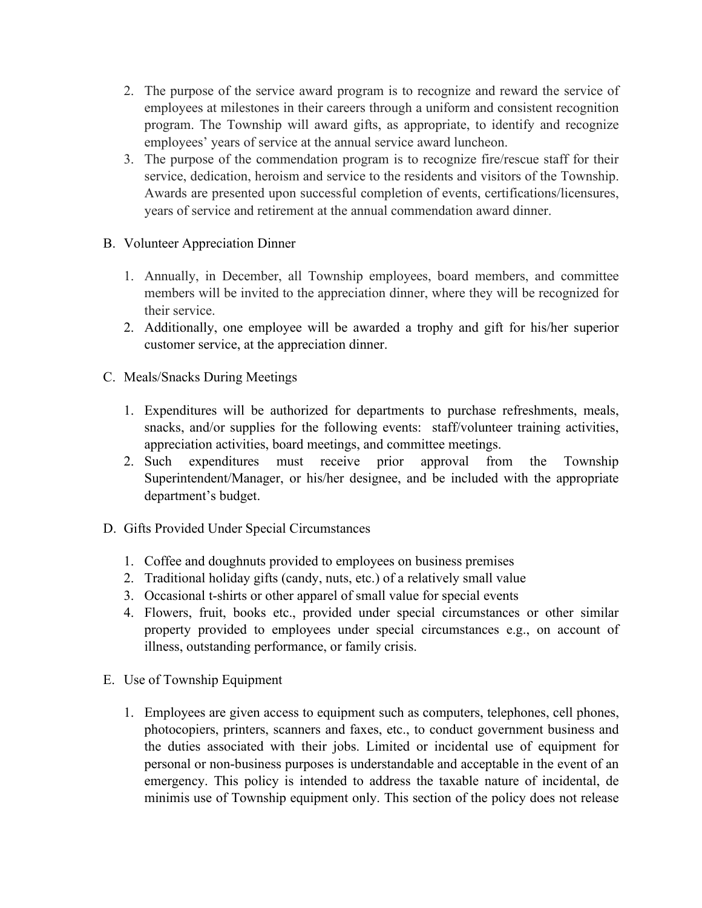2. The purpose of the service award program is to recognize and reward the service of employees at milestones in their careers through a uniform and consistent recognition program. The Township will award gifts, as appropriate, to identify and recognize employees' years of service at the annual service award luncheon.
3. The purpose of the commendation program is to recognize fire/rescue staff for their service, dedication, heroism and service to the residents and visitors of the Township. Awards are presented upon successful completion of events, certifications/licensures, years of service and retirement at the annual commendation award dinner.

B. Volunteer Appreciation Dinner

1. Annually, in December, all Township employees, board members, and committee members will be invited to the appreciation dinner, where they will be recognized for their service.
2. Additionally, one employee will be awarded a trophy and gift for his/her superior customer service, at the appreciation dinner.

C. Meals/Snacks During Meetings

1. Expenditures will be authorized for departments to purchase refreshments, meals, snacks, and/or supplies for the following events: staff/volunteer training activities, appreciation activities, board meetings, and committee meetings.
2. Such expenditures must receive prior approval from the Township Superintendent/Manager, or his/her designee, and be included with the appropriate department's budget.

D. Gifts Provided Under Special Circumstances

1. Coffee and doughnuts provided to employees on business premises
2. Traditional holiday gifts (candy, nuts, etc.) of a relatively small value
3. Occasional t-shirts or other apparel of small value for special events
4. Flowers, fruit, books etc., provided under special circumstances or other similar property provided to employees under special circumstances e.g., on account of illness, outstanding performance, or family crisis.

E. Use of Township Equipment

1. Employees are given access to equipment such as computers, telephones, cell phones, photocopiers, printers, scanners and faxes, etc., to conduct government business and the duties associated with their jobs. Limited or incidental use of equipment for personal or non-business purposes is understandable and acceptable in the event of an emergency. This policy is intended to address the taxable nature of incidental, de minimis use of Township equipment only. This section of the policy does not release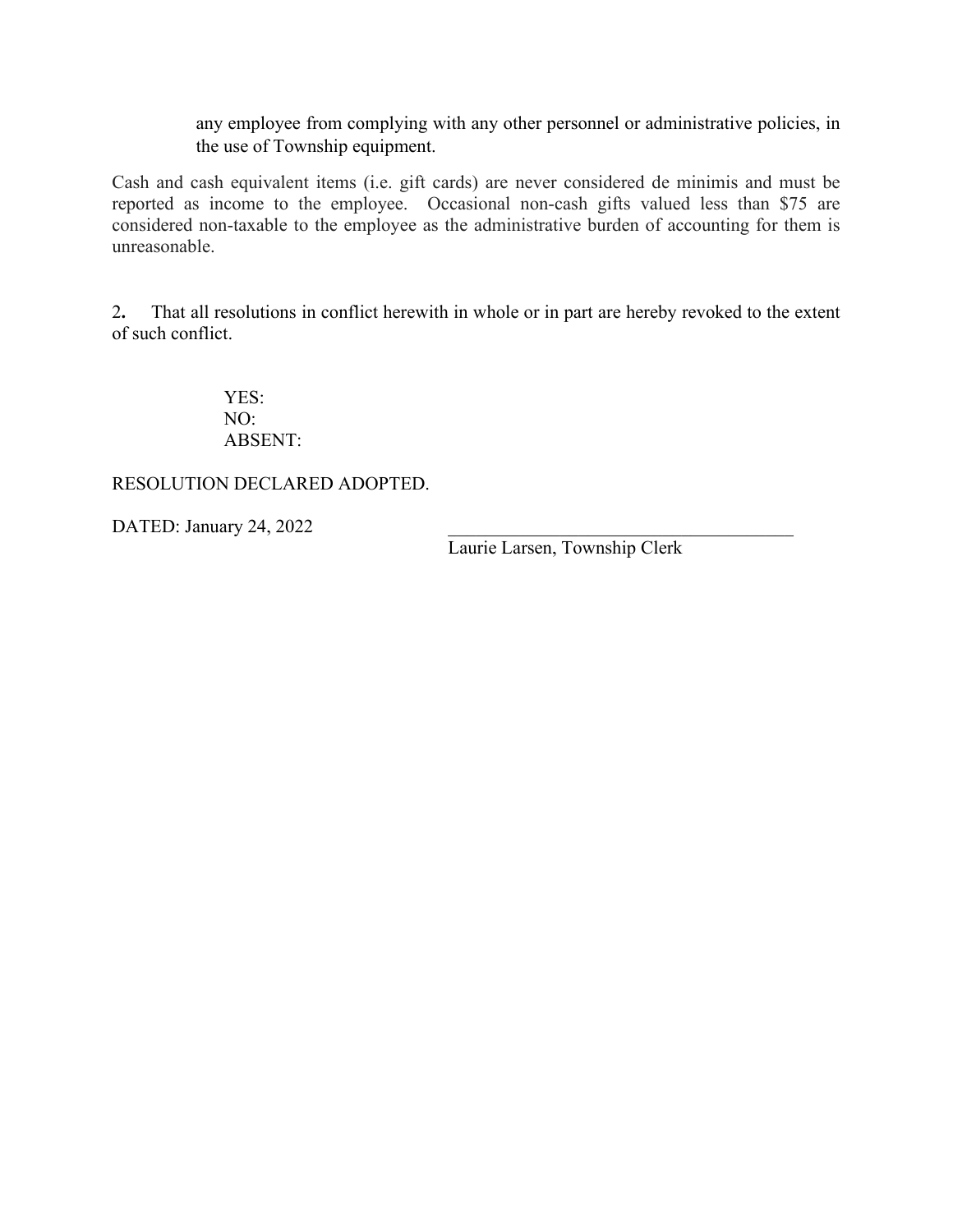any employee from complying with any other personnel or administrative policies, in the use of Township equipment.

Cash and cash equivalent items (i.e. gift cards) are never considered de minimis and must be reported as income to the employee. Occasional non-cash gifts valued less than $75 are considered non-taxable to the employee as the administrative burden of accounting for them is unreasonable.

2. That all resolutions in conflict herewith in whole or in part are hereby revoked to the extent of such conflict.

YES:
NO:
ABSENT:

RESOLUTION DECLARED ADOPTED.

DATED: January 24, 2022

_______________________________________
Laurie Larsen, Township Clerk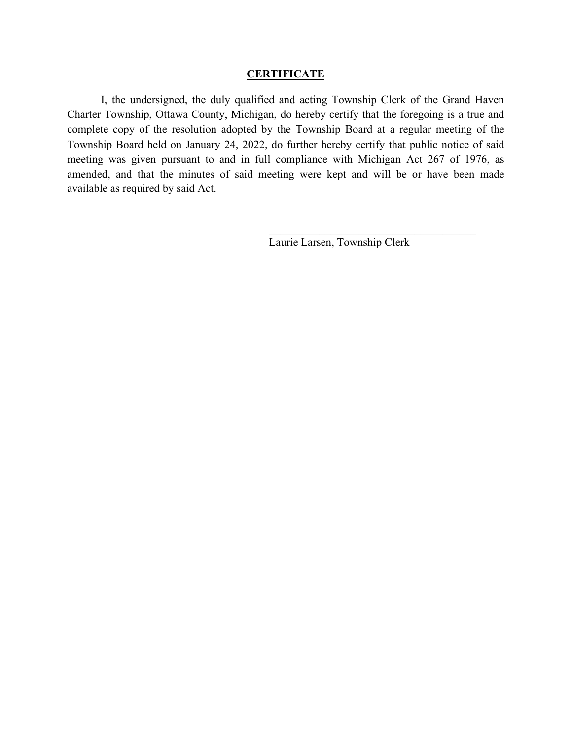**CERTIFICATE**

I, the undersigned, the duly qualified and acting Township Clerk of the Grand Haven Charter Township, Ottawa County, Michigan, do hereby certify that the foregoing is a true and complete copy of the resolution adopted by the Township Board at a regular meeting of the Township Board held on January 24, 2022, do further hereby certify that public notice of said meeting was given pursuant to and in full compliance with Michigan Act 267 of 1976, as amended, and that the minutes of said meeting were kept and will be or have been made available as required by said Act.

\_\_\_\_\_\_\_\_\_\_\_\_\_\_\_\_\_\_\_\_\_\_\_\_\_\_\_\_\_\_\_\_\_\_\_\_\_\_\_\_
Laurie Larsen, Township Clerk